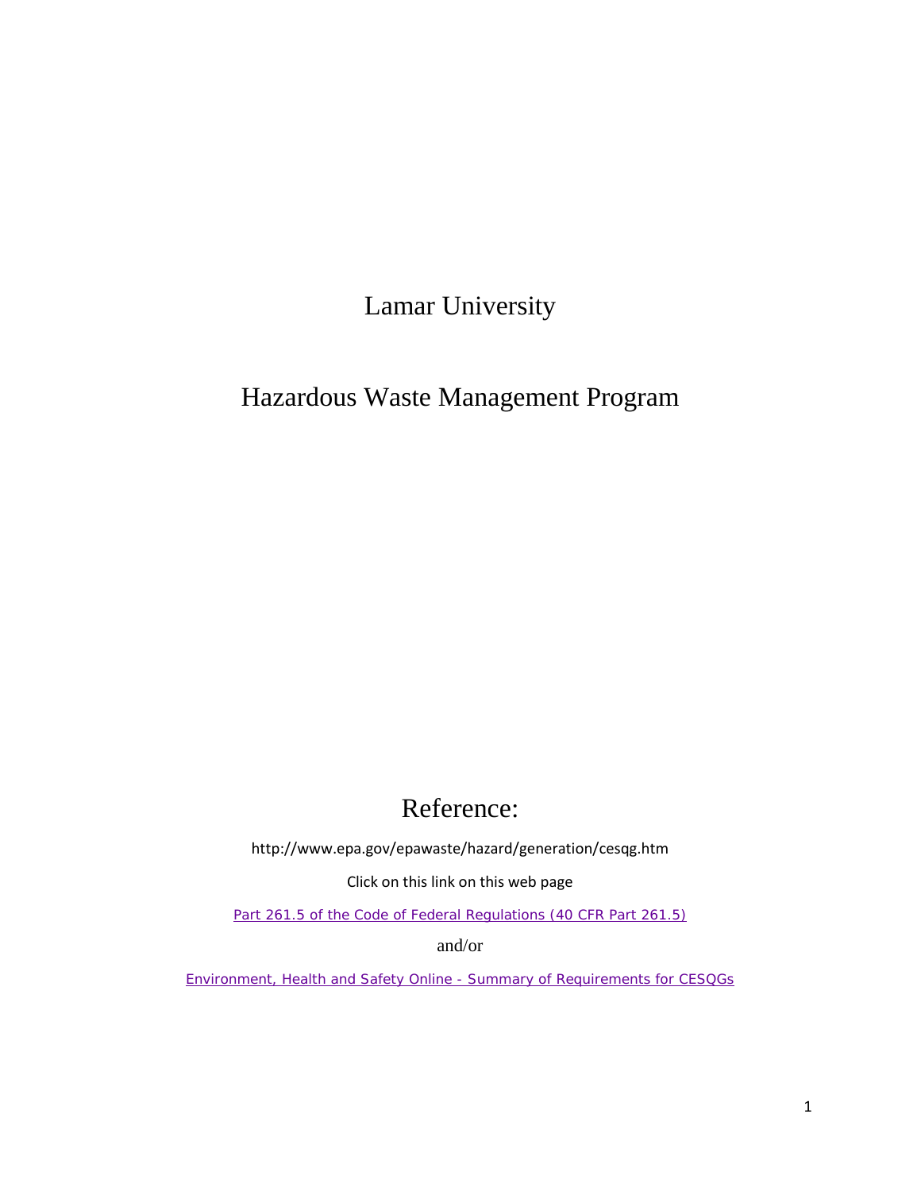# Lamar University

# Hazardous Waste Management Program

## Reference:

http://www.epa.gov/epawaste/hazard/generation/cesqg.htm

Click on this link on this web page

Part 261.5 of the Code of Federal Regulations (40 CFR Part 261.5)

and/or

Environment, Health and Safety Online - Summary of Requirements for CESQGs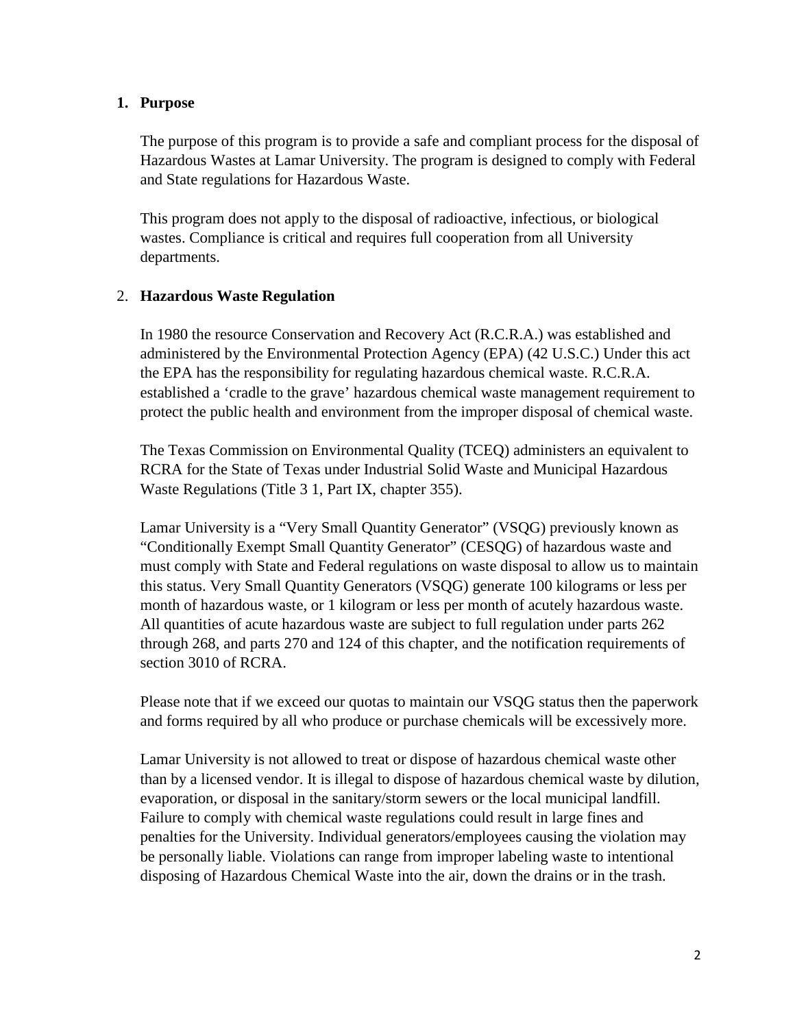## 1. Purpose

The purpose of this program is to provide a safe and compliant process for the disposal of Hazardous Wastes at Lamar University. The program is designed to comply with Federal and State regulations for Hazardous Waste.

This program does not apply to the disposal of radioactive, infectious, or biological wastes. Compliance is critical and requires full cooperation from all University departments.

## 2. Hazardous Waste Regulation

In 1980 the resource Conservation and Recovery Act (R.C.R.A.) was established and administered by the Environmental Protection Agency (EPA) (42 U.S.C.) Under this act the EPA has the responsibility for regulating hazardous chemical waste. R.C.R.A. established a 'cradle to the grave' hazardous chemical waste management requirement to protect the public health and environment from the improper disposal of chemical waste.

The Texas Commission on Environmental Quality (TCEQ) administers an equivalent to RCRA for the State of Texas under Industrial Solid Waste and Municipal Hazardous Waste Regulations (Title 3 1, Part IX, chapter 355).

Lamar University is a "Very Small Quantity Generator" (VSQG) previously known as "Conditionally Exempt Small Quantity Generator" (CESQG) of hazardous waste and must comply with State and Federal regulations on waste disposal to allow us to maintain this status. Very Small Quantity Generators (VSQG) generate 100 kilograms or less per month of hazardous waste, or 1 kilogram or less per month of acutely hazardous waste. All quantities of acute hazardous waste are subject to full regulation under parts 262 through 268, and parts 270 and 124 of this chapter, and the notification requirements of section 3010 of RCRA.

Please note that if we exceed our quotas to maintain our VSQG status then the paperwork and forms required by all who produce or purchase chemicals will be excessively more.

Lamar University is not allowed to treat or dispose of hazardous chemical waste other than by a licensed vendor. It is illegal to dispose of hazardous chemical waste by dilution, evaporation, or disposal in the sanitary/storm sewers or the local municipal landfill. Failure to comply with chemical waste regulations could result in large fines and penalties for the University. Individual generators/employees causing the violation may be personally liable. Violations can range from improper labeling waste to intentional disposing of Hazardous Chemical Waste into the air, down the drains or in the trash.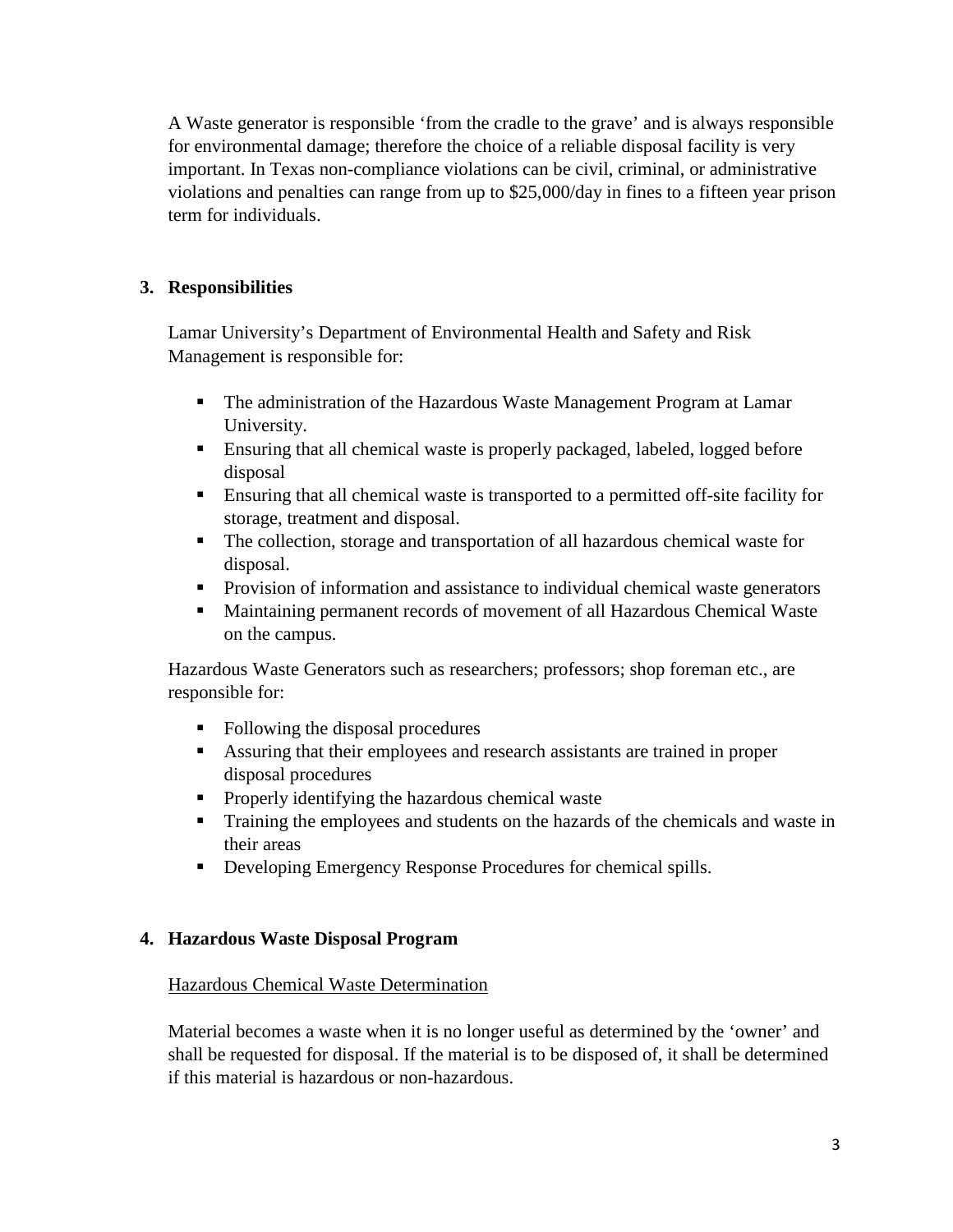A Waste generator is responsible 'from the cradle to the grave' and is always responsible for environmental damage; therefore the choice of a reliable disposal facility is very important. In Texas non-compliance violations can be civil, criminal, or administrative violations and penalties can range from up to $25,000/day in fines to a fifteen year prison term for individuals.

## 3. Responsibilities

Lamar University's Department of Environmental Health and Safety and Risk Management is responsible for:

- The administration of the Hazardous Waste Management Program at Lamar University.
- Ensuring that all chemical waste is properly packaged, labeled, logged before disposal
- Ensuring that all chemical waste is transported to a permitted off-site facility for storage, treatment and disposal.
- The collection, storage and transportation of all hazardous chemical waste for disposal.
- Provision of information and assistance to individual chemical waste generators
- Maintaining permanent records of movement of all Hazardous Chemical Waste on the campus.

Hazardous Waste Generators such as researchers; professors; shop foreman etc., are responsible for:

- Following the disposal procedures
- Assuring that their employees and research assistants are trained in proper disposal procedures
- Properly identifying the hazardous chemical waste
- Training the employees and students on the hazards of the chemicals and waste in their areas
- Developing Emergency Response Procedures for chemical spills.

## 4. Hazardous Waste Disposal Program

Hazardous Chemical Waste Determination

Material becomes a waste when it is no longer useful as determined by the 'owner' and shall be requested for disposal. If the material is to be disposed of, it shall be determined if this material is hazardous or non-hazardous.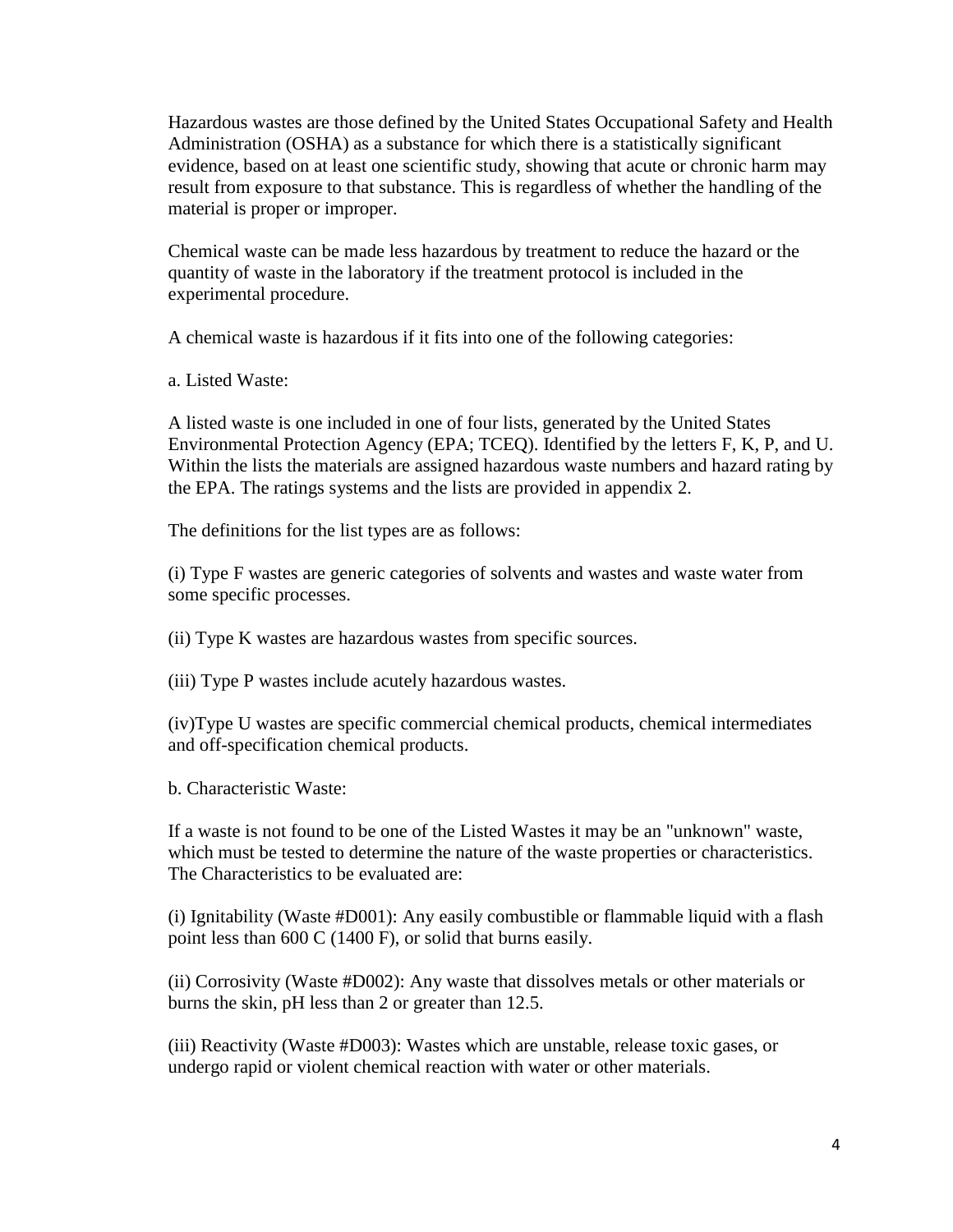Hazardous wastes are those defined by the United States Occupational Safety and Health Administration (OSHA) as a substance for which there is a statistically significant evidence, based on at least one scientific study, showing that acute or chronic harm may result from exposure to that substance. This is regardless of whether the handling of the material is proper or improper.

Chemical waste can be made less hazardous by treatment to reduce the hazard or the quantity of waste in the laboratory if the treatment protocol is included in the experimental procedure.

A chemical waste is hazardous if it fits into one of the following categories:

a. Listed Waste:

A listed waste is one included in one of four lists, generated by the United States Environmental Protection Agency (EPA; TCEQ). Identified by the letters F, K, P, and U. Within the lists the materials are assigned hazardous waste numbers and hazard rating by the EPA. The ratings systems and the lists are provided in appendix 2.

The definitions for the list types are as follows:

(i) Type F wastes are generic categories of solvents and wastes and waste water from some specific processes.

(ii) Type K wastes are hazardous wastes from specific sources.

(iii) Type P wastes include acutely hazardous wastes.

(iv)Type U wastes are specific commercial chemical products, chemical intermediates and off-specification chemical products.

b. Characteristic Waste:

If a waste is not found to be one of the Listed Wastes it may be an "unknown" waste, which must be tested to determine the nature of the waste properties or characteristics. The Characteristics to be evaluated are:

(i) Ignitability (Waste #D001): Any easily combustible or flammable liquid with a flash point less than 600 C (1400 F), or solid that burns easily.

(ii) Corrosivity (Waste #D002): Any waste that dissolves metals or other materials or burns the skin, pH less than 2 or greater than 12.5.

(iii) Reactivity (Waste #D003): Wastes which are unstable, release toxic gases, or undergo rapid or violent chemical reaction with water or other materials.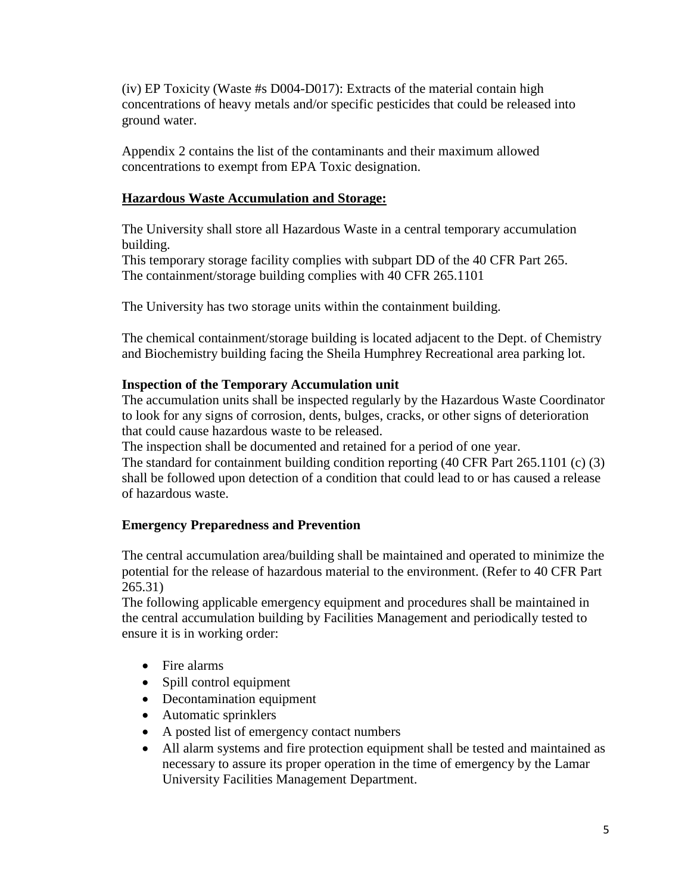(iv) EP Toxicity (Waste #s D004-D017): Extracts of the material contain high concentrations of heavy metals and/or specific pesticides that could be released into ground water.

Appendix 2 contains the list of the contaminants and their maximum allowed concentrations to exempt from EPA Toxic designation.

## **Hazardous Waste Accumulation and Storage:**

The University shall store all Hazardous Waste in a central temporary accumulation building.
This temporary storage facility complies with subpart DD of the 40 CFR Part 265.
The containment/storage building complies with 40 CFR 265.1101

The University has two storage units within the containment building.

The chemical containment/storage building is located adjacent to the Dept. of Chemistry and Biochemistry building facing the Sheila Humphrey Recreational area parking lot.

### Inspection of the Temporary Accumulation unit

The accumulation units shall be inspected regularly by the Hazardous Waste Coordinator to look for any signs of corrosion, dents, bulges, cracks, or other signs of deterioration that could cause hazardous waste to be released.
The inspection shall be documented and retained for a period of one year.
The standard for containment building condition reporting (40 CFR Part 265.1101 (c) (3) shall be followed upon detection of a condition that could lead to or has caused a release of hazardous waste.

### Emergency Preparedness and Prevention

The central accumulation area/building shall be maintained and operated to minimize the potential for the release of hazardous material to the environment. (Refer to 40 CFR Part 265.31)
The following applicable emergency equipment and procedures shall be maintained in the central accumulation building by Facilities Management and periodically tested to ensure it is in working order:

- Fire alarms
- Spill control equipment
- Decontamination equipment
- Automatic sprinklers
- A posted list of emergency contact numbers
- All alarm systems and fire protection equipment shall be tested and maintained as necessary to assure its proper operation in the time of emergency by the Lamar University Facilities Management Department.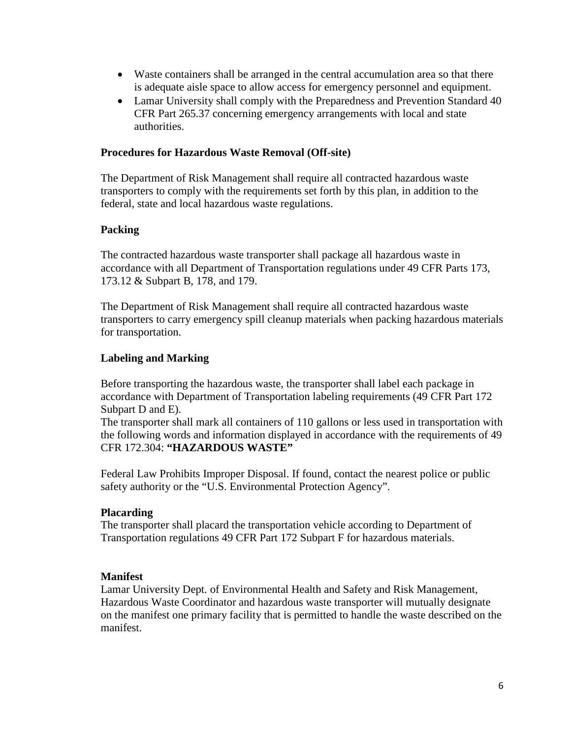- Waste containers shall be arranged in the central accumulation area so that there is adequate aisle space to allow access for emergency personnel and equipment.
- Lamar University shall comply with the Preparedness and Prevention Standard 40 CFR Part 265.37 concerning emergency arrangements with local and state authorities.

**Procedures for Hazardous Waste Removal (Off-site)**

The Department of Risk Management shall require all contracted hazardous waste transporters to comply with the requirements set forth by this plan, in addition to the federal, state and local hazardous waste regulations.

**Packing**

The contracted hazardous waste transporter shall package all hazardous waste in accordance with all Department of Transportation regulations under 49 CFR Parts 173, 173.12 & Subpart B, 178, and 179.

The Department of Risk Management shall require all contracted hazardous waste transporters to carry emergency spill cleanup materials when packing hazardous materials for transportation.

**Labeling and Marking**

Before transporting the hazardous waste, the transporter shall label each package in accordance with Department of Transportation labeling requirements (49 CFR Part 172 Subpart D and E).
The transporter shall mark all containers of 110 gallons or less used in transportation with the following words and information displayed in accordance with the requirements of 49 CFR 172.304: **"HAZARDOUS WASTE"**

Federal Law Prohibits Improper Disposal. If found, contact the nearest police or public safety authority or the "U.S. Environmental Protection Agency".

**Placarding**
The transporter shall placard the transportation vehicle according to Department of Transportation regulations 49 CFR Part 172 Subpart F for hazardous materials.

**Manifest**
Lamar University Dept. of Environmental Health and Safety and Risk Management, Hazardous Waste Coordinator and hazardous waste transporter will mutually designate on the manifest one primary facility that is permitted to handle the waste described on the manifest.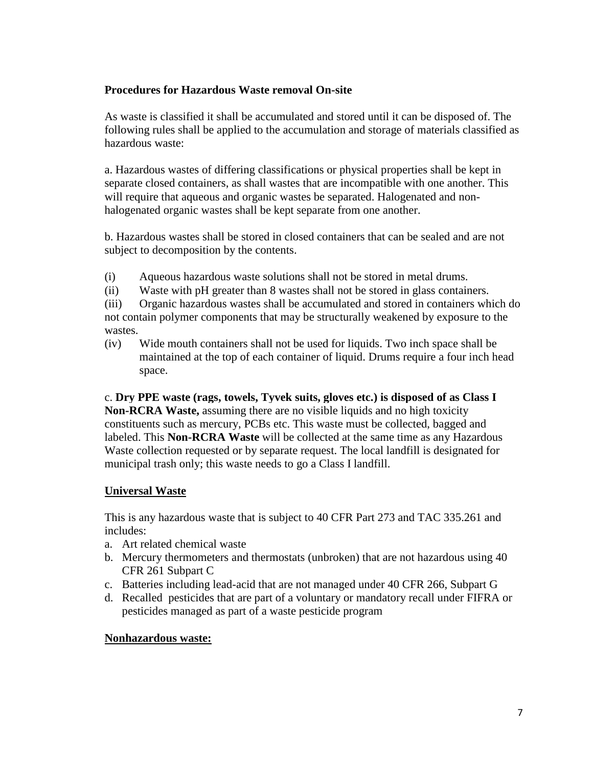**Procedures for Hazardous Waste removal On-site**

As waste is classified it shall be accumulated and stored until it can be disposed of. The following rules shall be applied to the accumulation and storage of materials classified as hazardous waste:

a. Hazardous wastes of differing classifications or physical properties shall be kept in separate closed containers, as shall wastes that are incompatible with one another. This will require that aqueous and organic wastes be separated. Halogenated and non-halogenated organic wastes shall be kept separate from one another.

b. Hazardous wastes shall be stored in closed containers that can be sealed and are not subject to decomposition by the contents.

(i) Aqueous hazardous waste solutions shall not be stored in metal drums.
(ii) Waste with pH greater than 8 wastes shall not be stored in glass containers.
(iii) Organic hazardous wastes shall be accumulated and stored in containers which do not contain polymer components that may be structurally weakened by exposure to the wastes.
(iv) Wide mouth containers shall not be used for liquids. Two inch space shall be maintained at the top of each container of liquid. Drums require a four inch head space.

c. **Dry PPE waste (rags, towels, Tyvek suits, gloves etc.) is disposed of as Class I Non-RCRA Waste,** assuming there are no visible liquids and no high toxicity constituents such as mercury, PCBs etc. This waste must be collected, bagged and labeled. This **Non-RCRA Waste** will be collected at the same time as any Hazardous Waste collection requested or by separate request. The local landfill is designated for municipal trash only; this waste needs to go a Class I landfill.

**Universal Waste**

This is any hazardous waste that is subject to 40 CFR Part 273 and TAC 335.261 and includes:

a. Art related chemical waste
b. Mercury thermometers and thermostats (unbroken) that are not hazardous using 40 CFR 261 Subpart C
c. Batteries including lead-acid that are not managed under 40 CFR 266, Subpart G
d. Recalled pesticides that are part of a voluntary or mandatory recall under FIFRA or pesticides managed as part of a waste pesticide program

**Nonhazardous waste:**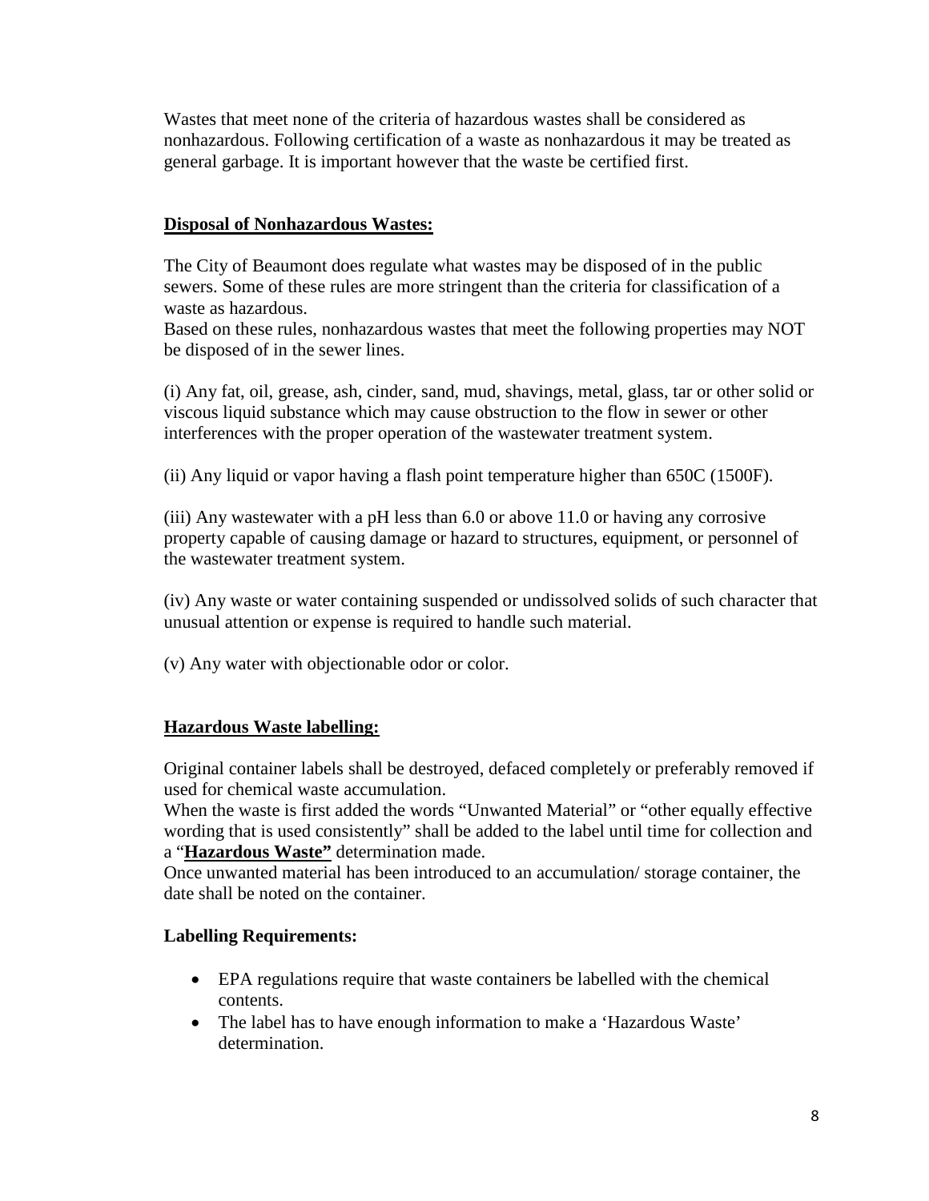Wastes that meet none of the criteria of hazardous wastes shall be considered as nonhazardous. Following certification of a waste as nonhazardous it may be treated as general garbage. It is important however that the waste be certified first.

**<u>Disposal of Nonhazardous Wastes:</u>**

The City of Beaumont does regulate what wastes may be disposed of in the public sewers. Some of these rules are more stringent than the criteria for classification of a waste as hazardous.
Based on these rules, nonhazardous wastes that meet the following properties may NOT be disposed of in the sewer lines.

(i) Any fat, oil, grease, ash, cinder, sand, mud, shavings, metal, glass, tar or other solid or viscous liquid substance which may cause obstruction to the flow in sewer or other interferences with the proper operation of the wastewater treatment system.

(ii) Any liquid or vapor having a flash point temperature higher than 650C (1500F).

(iii) Any wastewater with a pH less than 6.0 or above 11.0 or having any corrosive property capable of causing damage or hazard to structures, equipment, or personnel of the wastewater treatment system.

(iv) Any waste or water containing suspended or undissolved solids of such character that unusual attention or expense is required to handle such material.

(v) Any water with objectionable odor or color.

**<u>Hazardous Waste labelling:</u>**

Original container labels shall be destroyed, defaced completely or preferably removed if used for chemical waste accumulation.
When the waste is first added the words "Unwanted Material" or "other equally effective wording that is used consistently" shall be added to the label until time for collection and a "**<u>Hazardous Waste"</u>** determination made.
Once unwanted material has been introduced to an accumulation/ storage container, the date shall be noted on the container.

**Labelling Requirements:**

- EPA regulations require that waste containers be labelled with the chemical contents.
- The label has to have enough information to make a 'Hazardous Waste' determination.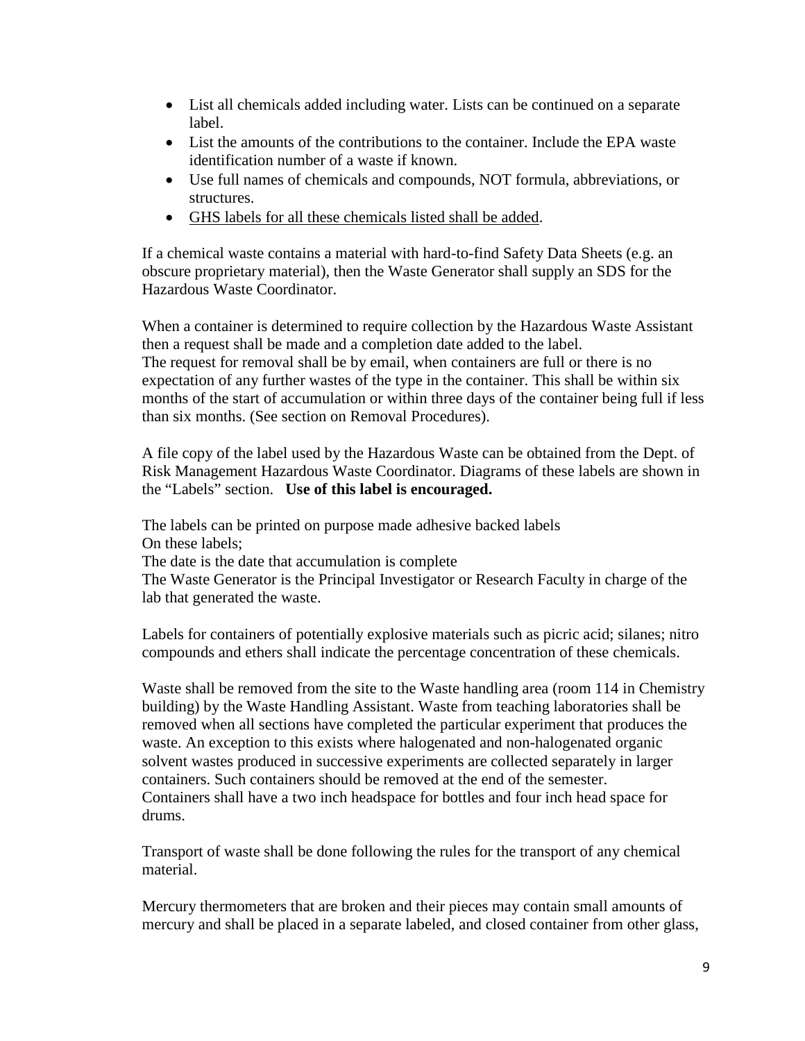- List all chemicals added including water. Lists can be continued on a separate label.
- List the amounts of the contributions to the container. Include the EPA waste identification number of a waste if known.
- Use full names of chemicals and compounds, NOT formula, abbreviations, or structures.
- <u>GHS labels for all these chemicals listed shall be added</u>.

If a chemical waste contains a material with hard-to-find Safety Data Sheets (e.g. an obscure proprietary material), then the Waste Generator shall supply an SDS for the Hazardous Waste Coordinator.

When a container is determined to require collection by the Hazardous Waste Assistant then a request shall be made and a completion date added to the label.
The request for removal shall be by email, when containers are full or there is no expectation of any further wastes of the type in the container. This shall be within six months of the start of accumulation or within three days of the container being full if less than six months. (See section on Removal Procedures).

A file copy of the label used by the Hazardous Waste can be obtained from the Dept. of Risk Management Hazardous Waste Coordinator. Diagrams of these labels are shown in the "Labels" section. **Use of this label is encouraged.**

The labels can be printed on purpose made adhesive backed labels
On these labels;
The date is the date that accumulation is complete
The Waste Generator is the Principal Investigator or Research Faculty in charge of the lab that generated the waste.

Labels for containers of potentially explosive materials such as picric acid; silanes; nitro compounds and ethers shall indicate the percentage concentration of these chemicals.

Waste shall be removed from the site to the Waste handling area (room 114 in Chemistry building) by the Waste Handling Assistant. Waste from teaching laboratories shall be removed when all sections have completed the particular experiment that produces the waste. An exception to this exists where halogenated and non-halogenated organic solvent wastes produced in successive experiments are collected separately in larger containers. Such containers should be removed at the end of the semester.
Containers shall have a two inch headspace for bottles and four inch head space for drums.

Transport of waste shall be done following the rules for the transport of any chemical material.

Mercury thermometers that are broken and their pieces may contain small amounts of mercury and shall be placed in a separate labeled, and closed container from other glass,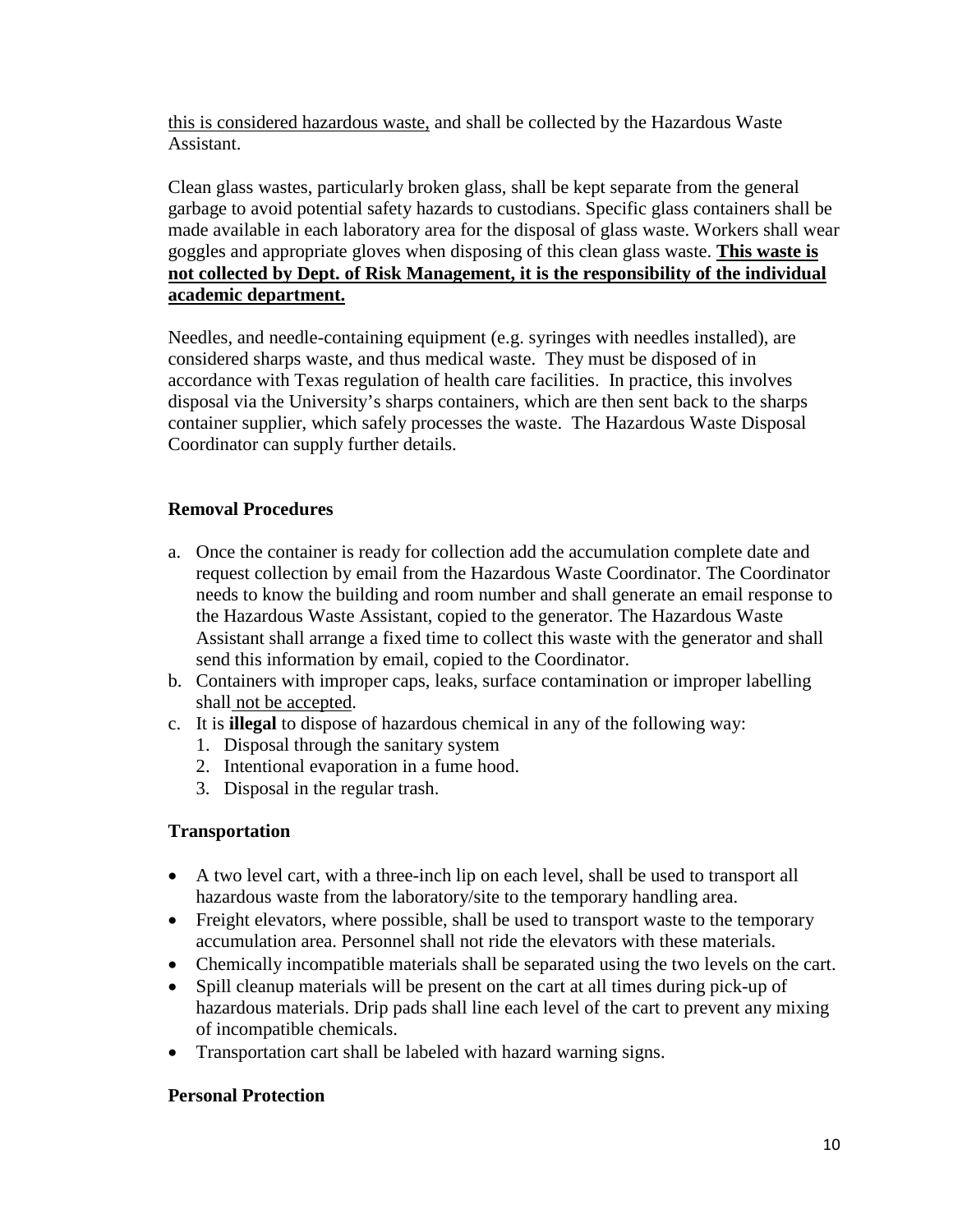this is considered hazardous waste, and shall be collected by the Hazardous Waste Assistant.

Clean glass wastes, particularly broken glass, shall be kept separate from the general garbage to avoid potential safety hazards to custodians. Specific glass containers shall be made available in each laboratory area for the disposal of glass waste. Workers shall wear goggles and appropriate gloves when disposing of this clean glass waste. **This waste is not collected by Dept. of Risk Management, it is the responsibility of the individual academic department.**

Needles, and needle-containing equipment (e.g. syringes with needles installed), are considered sharps waste, and thus medical waste. They must be disposed of in accordance with Texas regulation of health care facilities. In practice, this involves disposal via the University's sharps containers, which are then sent back to the sharps container supplier, which safely processes the waste. The Hazardous Waste Disposal Coordinator can supply further details.

### Removal Procedures

a. Once the container is ready for collection add the accumulation complete date and request collection by email from the Hazardous Waste Coordinator. The Coordinator needs to know the building and room number and shall generate an email response to the Hazardous Waste Assistant, copied to the generator. The Hazardous Waste Assistant shall arrange a fixed time to collect this waste with the generator and shall send this information by email, copied to the Coordinator.
b. Containers with improper caps, leaks, surface contamination or improper labelling shall not be accepted.
c. It is **illegal** to dispose of hazardous chemical in any of the following way:
   1. Disposal through the sanitary system
   2. Intentional evaporation in a fume hood.
   3. Disposal in the regular trash.

### Transportation

- A two level cart, with a three-inch lip on each level, shall be used to transport all hazardous waste from the laboratory/site to the temporary handling area.
- Freight elevators, where possible, shall be used to transport waste to the temporary accumulation area. Personnel shall not ride the elevators with these materials.
- Chemically incompatible materials shall be separated using the two levels on the cart.
- Spill cleanup materials will be present on the cart at all times during pick-up of hazardous materials. Drip pads shall line each level of the cart to prevent any mixing of incompatible chemicals.
- Transportation cart shall be labeled with hazard warning signs.

### Personal Protection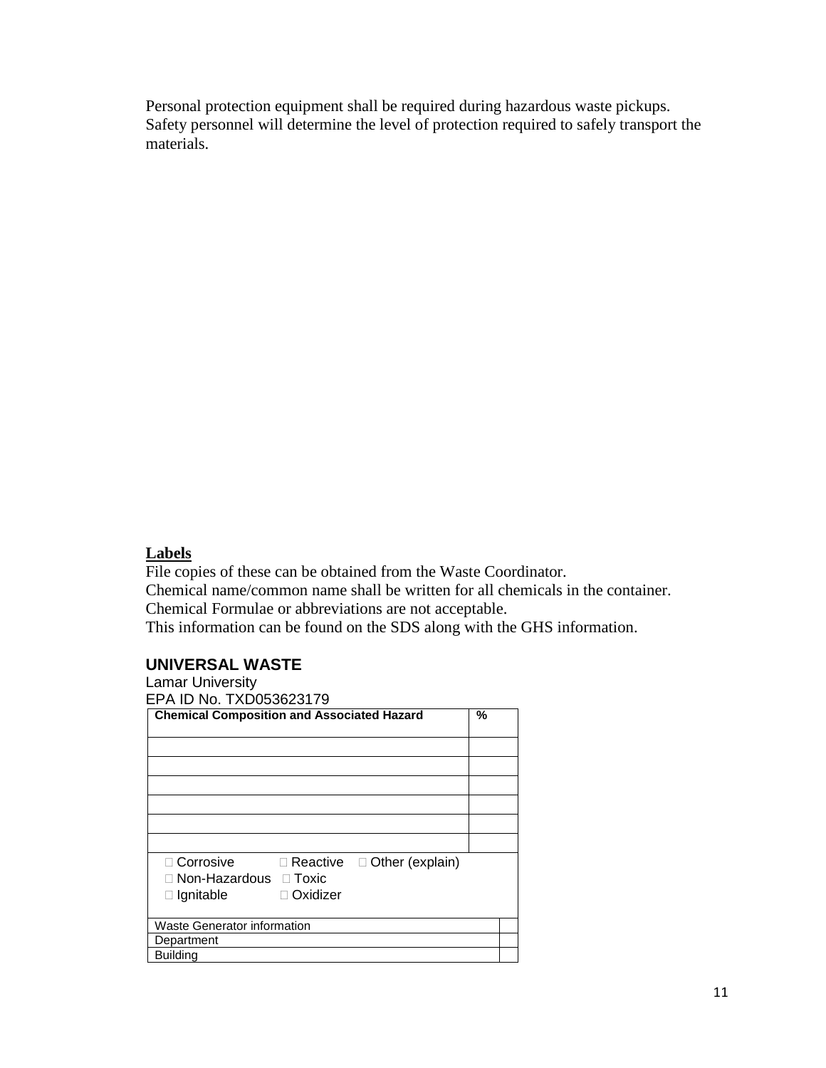Personal protection equipment shall be required during hazardous waste pickups. Safety personnel will determine the level of protection required to safely transport the materials.

**Labels**

File copies of these can be obtained from the Waste Coordinator.
Chemical name/common name shall be written for all chemicals in the container.
Chemical Formulae or abbreviations are not acceptable.
This information can be found on the SDS along with the GHS information.

**UNIVERSAL WASTE**

Lamar University
EPA ID No. TXD053623179

| Chemical Composition and Associated Hazard | % |
|---|---|
| | |
| | |
| | |
| | |
| | |
| | |
| ☐ Corrosive ☐ Reactive ☐ Other (explain)<br>☐ Non-Hazardous ☐ Toxic<br>☐ Ignitable ☐ Oxidizer | |
| Waste Generator information | |
| Department | |
| Building | |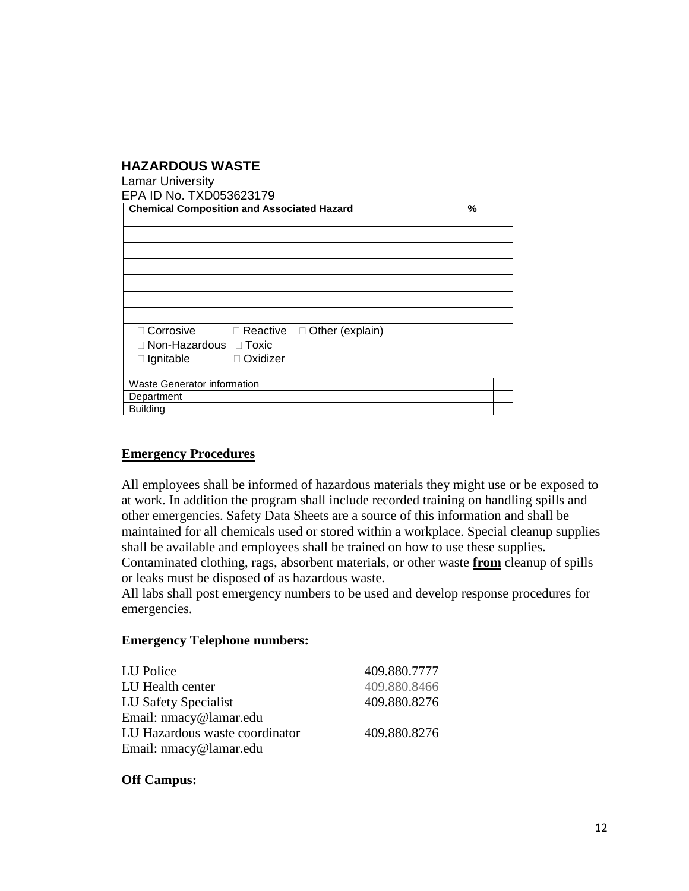### HAZARDOUS WASTE

Lamar University
EPA ID No. TXD053623179

| Chemical Composition and Associated Hazard | % |
|---|---|
| | |
| | |
| | |
| | |
| | |
| | |
| □ Corrosive □ Reactive □ Other (explain)<br>□ Non-Hazardous □ Toxic<br>□ Ignitable □ Oxidizer | |
| Waste Generator information | |
| Department | |
| Building | |

## Emergency Procedures

All employees shall be informed of hazardous materials they might use or be exposed to at work. In addition the program shall include recorded training on handling spills and other emergencies. Safety Data Sheets are a source of this information and shall be maintained for all chemicals used or stored within a workplace. Special cleanup supplies shall be available and employees shall be trained on how to use these supplies. Contaminated clothing, rags, absorbent materials, or other waste **from** cleanup of spills or leaks must be disposed of as hazardous waste.

All labs shall post emergency numbers to be used and develop response procedures for emergencies.

**Emergency Telephone numbers:**

| | |
|---|---|
| LU Police | 409.880.7777 |
| LU Health center | 409.880.8466 |
| LU Safety Specialist | 409.880.8276 |
| Email: nmacy@lamar.edu | |
| LU Hazardous waste coordinator | 409.880.8276 |
| Email: nmacy@lamar.edu | |

**Off Campus:**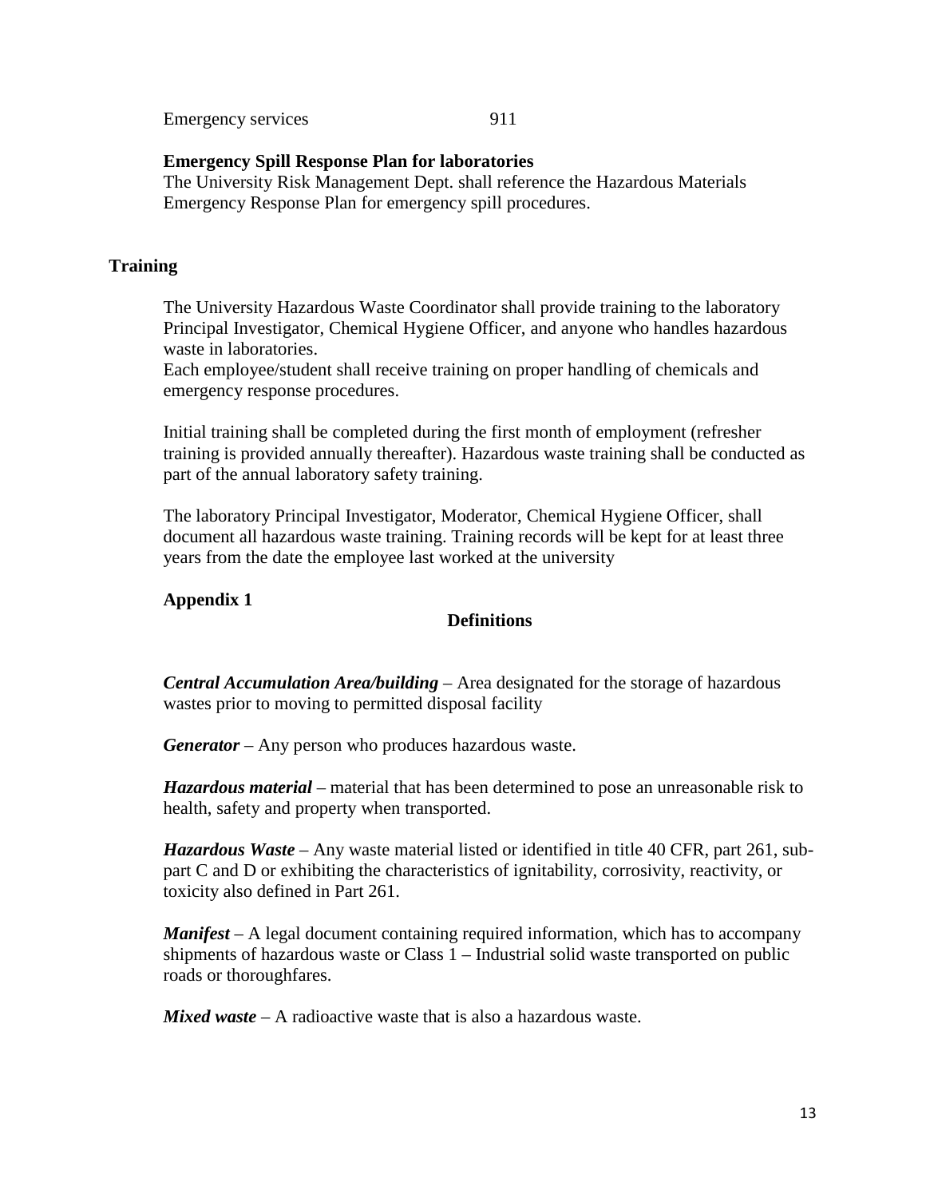Emergency services 911

**Emergency Spill Response Plan for laboratories**
The University Risk Management Dept. shall reference the Hazardous Materials Emergency Response Plan for emergency spill procedures.

## Training

The University Hazardous Waste Coordinator shall provide training to the laboratory Principal Investigator, Chemical Hygiene Officer, and anyone who handles hazardous waste in laboratories.
Each employee/student shall receive training on proper handling of chemicals and emergency response procedures.

Initial training shall be completed during the first month of employment (refresher training is provided annually thereafter). Hazardous waste training shall be conducted as part of the annual laboratory safety training.

The laboratory Principal Investigator, Moderator, Chemical Hygiene Officer, shall document all hazardous waste training. Training records will be kept for at least three years from the date the employee last worked at the university

## Appendix 1

### Definitions

***Central Accumulation Area/building*** – Area designated for the storage of hazardous wastes prior to moving to permitted disposal facility

***Generator*** – Any person who produces hazardous waste.

***Hazardous material*** – material that has been determined to pose an unreasonable risk to health, safety and property when transported.

***Hazardous Waste*** – Any waste material listed or identified in title 40 CFR, part 261, sub-part C and D or exhibiting the characteristics of ignitability, corrosivity, reactivity, or toxicity also defined in Part 261.

***Manifest*** – A legal document containing required information, which has to accompany shipments of hazardous waste or Class 1 – Industrial solid waste transported on public roads or thoroughfares.

***Mixed waste*** – A radioactive waste that is also a hazardous waste.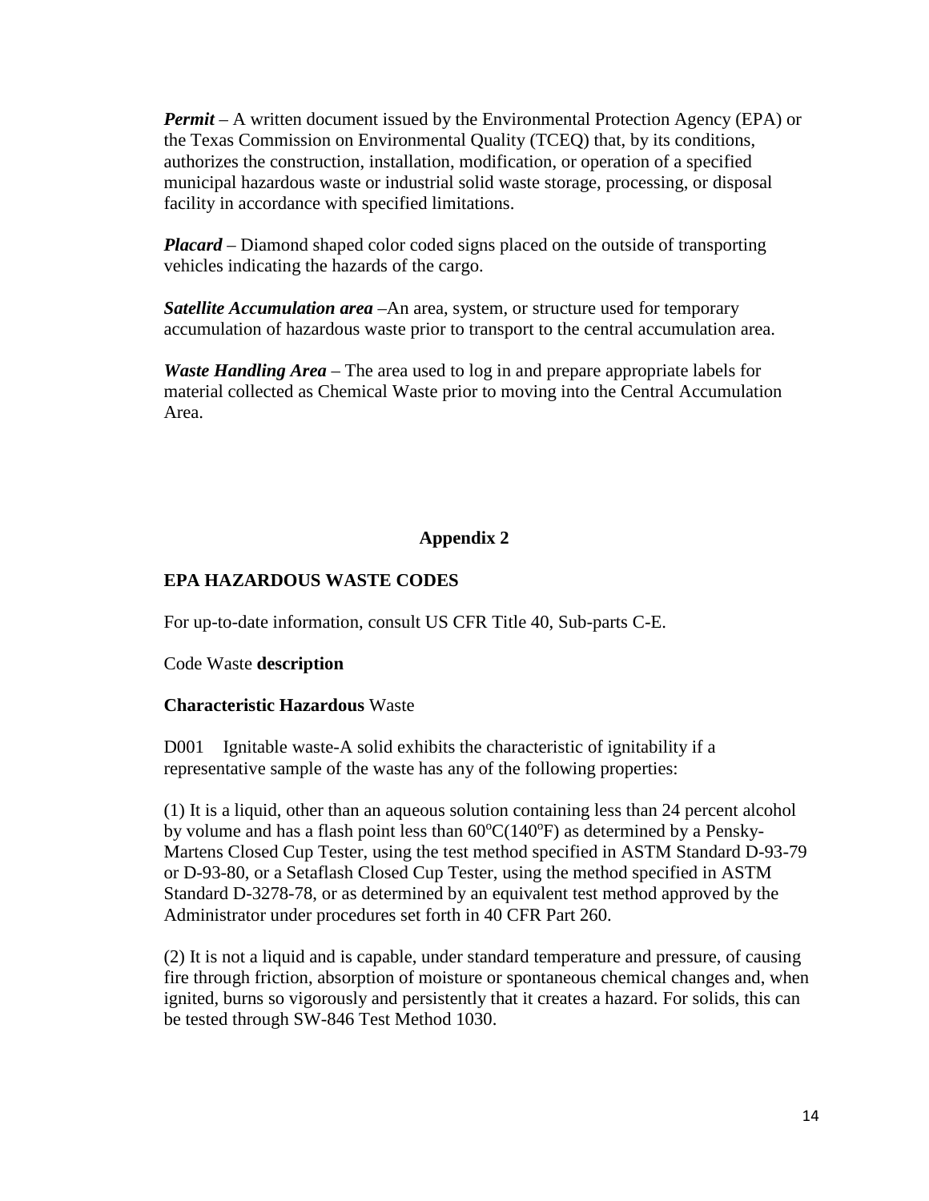***Permit*** – A written document issued by the Environmental Protection Agency (EPA) or the Texas Commission on Environmental Quality (TCEQ) that, by its conditions, authorizes the construction, installation, modification, or operation of a specified municipal hazardous waste or industrial solid waste storage, processing, or disposal facility in accordance with specified limitations.

***Placard*** – Diamond shaped color coded signs placed on the outside of transporting vehicles indicating the hazards of the cargo.

***Satellite Accumulation area*** –An area, system, or structure used for temporary accumulation of hazardous waste prior to transport to the central accumulation area.

***Waste Handling Area*** – The area used to log in and prepare appropriate labels for material collected as Chemical Waste prior to moving into the Central Accumulation Area.

## Appendix 2

### EPA HAZARDOUS WASTE CODES

For up-to-date information, consult US CFR Title 40, Sub-parts C-E.

Code Waste **description**

**Characteristic Hazardous** Waste

D001 Ignitable waste-A solid exhibits the characteristic of ignitability if a representative sample of the waste has any of the following properties:

(1) It is a liquid, other than an aqueous solution containing less than 24 percent alcohol by volume and has a flash point less than $60^{o}C(140^{o}F)$ as determined by a Pensky-Martens Closed Cup Tester, using the test method specified in ASTM Standard D-93-79 or D-93-80, or a Setaflash Closed Cup Tester, using the method specified in ASTM Standard D-3278-78, or as determined by an equivalent test method approved by the Administrator under procedures set forth in 40 CFR Part 260.

(2) It is not a liquid and is capable, under standard temperature and pressure, of causing fire through friction, absorption of moisture or spontaneous chemical changes and, when ignited, burns so vigorously and persistently that it creates a hazard. For solids, this can be tested through SW-846 Test Method 1030.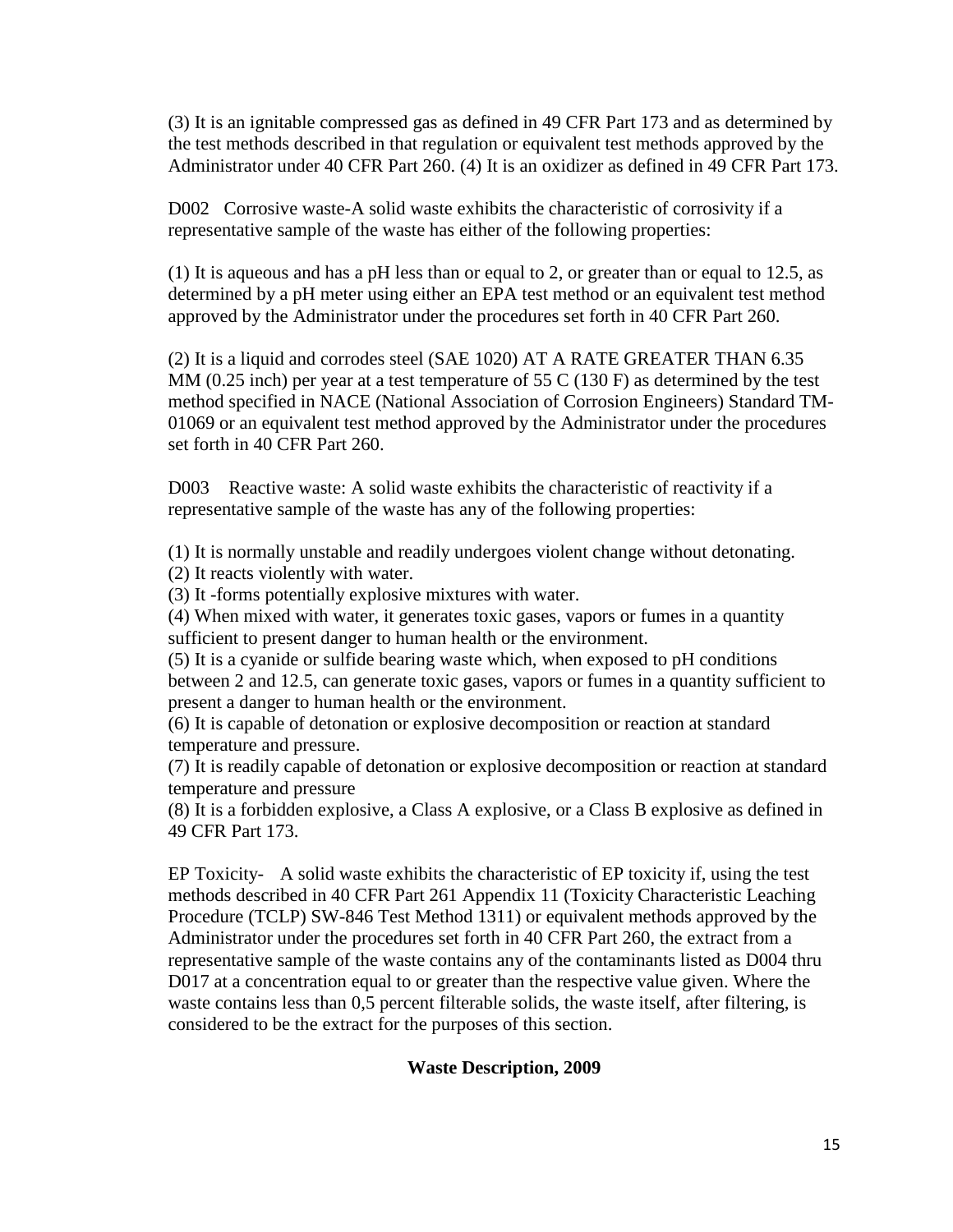(3) It is an ignitable compressed gas as defined in 49 CFR Part 173 and as determined by the test methods described in that regulation or equivalent test methods approved by the Administrator under 40 CFR Part 260. (4) It is an oxidizer as defined in 49 CFR Part 173.

D002 Corrosive waste-A solid waste exhibits the characteristic of corrosivity if a representative sample of the waste has either of the following properties:

(1) It is aqueous and has a pH less than or equal to 2, or greater than or equal to 12.5, as determined by a pH meter using either an EPA test method or an equivalent test method approved by the Administrator under the procedures set forth in 40 CFR Part 260.

(2) It is a liquid and corrodes steel (SAE 1020) AT A RATE GREATER THAN 6.35 MM (0.25 inch) per year at a test temperature of 55 C (130 F) as determined by the test method specified in NACE (National Association of Corrosion Engineers) Standard TM-01069 or an equivalent test method approved by the Administrator under the procedures set forth in 40 CFR Part 260.

D003 Reactive waste: A solid waste exhibits the characteristic of reactivity if a representative sample of the waste has any of the following properties:

(1) It is normally unstable and readily undergoes violent change without detonating.
(2) It reacts violently with water.
(3) It -forms potentially explosive mixtures with water.
(4) When mixed with water, it generates toxic gases, vapors or fumes in a quantity sufficient to present danger to human health or the environment.
(5) It is a cyanide or sulfide bearing waste which, when exposed to pH conditions between 2 and 12.5, can generate toxic gases, vapors or fumes in a quantity sufficient to present a danger to human health or the environment.
(6) It is capable of detonation or explosive decomposition or reaction at standard temperature and pressure.
(7) It is readily capable of detonation or explosive decomposition or reaction at standard temperature and pressure
(8) It is a forbidden explosive, a Class A explosive, or a Class B explosive as defined in 49 CFR Part 173.

EP Toxicity- A solid waste exhibits the characteristic of EP toxicity if, using the test methods described in 40 CFR Part 261 Appendix 11 (Toxicity Characteristic Leaching Procedure (TCLP) SW-846 Test Method 1311) or equivalent methods approved by the Administrator under the procedures set forth in 40 CFR Part 260, the extract from a representative sample of the waste contains any of the contaminants listed as D004 thru D017 at a concentration equal to or greater than the respective value given. Where the waste contains less than 0,5 percent filterable solids, the waste itself, after filtering, is considered to be the extract for the purposes of this section.

**Waste Description, 2009**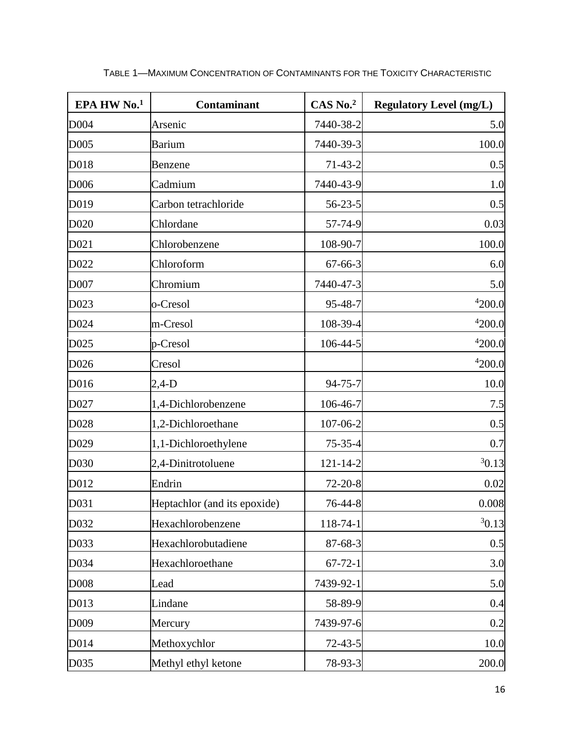TABLE 1—MAXIMUM CONCENTRATION OF CONTAMINANTS FOR THE TOXICITY CHARACTERISTIC

| EPA HW No.[1] | Contaminant | CAS No.[2] | Regulatory Level (mg/L) |
|---|---|---|---|
| D004 | Arsenic | 7440-38-2 | 5.0 |
| D005 | Barium | 7440-39-3 | 100.0 |
| D018 | Benzene | 71-43-2 | 0.5 |
| D006 | Cadmium | 7440-43-9 | 1.0 |
| D019 | Carbon tetrachloride | 56-23-5 | 0.5 |
| D020 | Chlordane | 57-74-9 | 0.03 |
| D021 | Chlorobenzene | 108-90-7 | 100.0 |
| D022 | Chloroform | 67-66-3 | 6.0 |
| D007 | Chromium | 7440-47-3 | 5.0 |
| D023 | o-Cresol | 95-48-7 | [4]200.0 |
| D024 | m-Cresol | 108-39-4 | [4]200.0 |
| D025 | p-Cresol | 106-44-5 | [4]200.0 |
| D026 | Cresol | | [4]200.0 |
| D016 | 2,4-D | 94-75-7 | 10.0 |
| D027 | 1,4-Dichlorobenzene | 106-46-7 | 7.5 |
| D028 | 1,2-Dichloroethane | 107-06-2 | 0.5 |
| D029 | 1,1-Dichloroethylene | 75-35-4 | 0.7 |
| D030 | 2,4-Dinitrotoluene | 121-14-2 | [3]0.13 |
| D012 | Endrin | 72-20-8 | 0.02 |
| D031 | Heptachlor (and its epoxide) | 76-44-8 | 0.008 |
| D032 | Hexachlorobenzene | 118-74-1 | [3]0.13 |
| D033 | Hexachlorobutadiene | 87-68-3 | 0.5 |
| D034 | Hexachloroethane | 67-72-1 | 3.0 |
| D008 | Lead | 7439-92-1 | 5.0 |
| D013 | Lindane | 58-89-9 | 0.4 |
| D009 | Mercury | 7439-97-6 | 0.2 |
| D014 | Methoxychlor | 72-43-5 | 10.0 |
| D035 | Methyl ethyl ketone | 78-93-3 | 200.0 |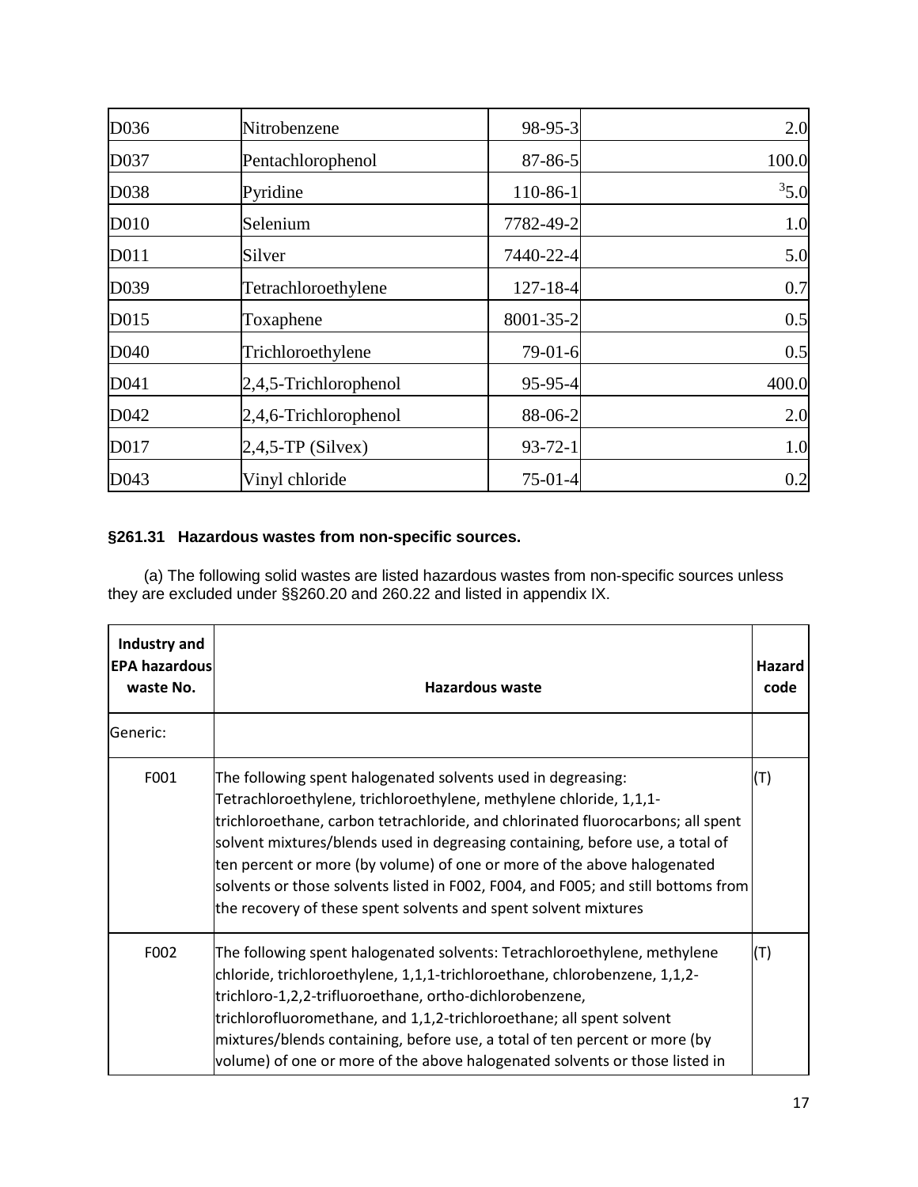| | | | |
|---|---|---|---|
| D036 | Nitrobenzene | 98-95-3 | 2.0 |
| D037 | Pentachlorophenol | 87-86-5 | 100.0 |
| D038 | Pyridine | 110-86-1 | [3]5.0 |
| D010 | Selenium | 7782-49-2 | 1.0 |
| D011 | Silver | 7440-22-4 | 5.0 |
| D039 | Tetrachloroethylene | 127-18-4 | 0.7 |
| D015 | Toxaphene | 8001-35-2 | 0.5 |
| D040 | Trichloroethylene | 79-01-6 | 0.5 |
| D041 | 2,4,5-Trichlorophenol | 95-95-4 | 400.0 |
| D042 | 2,4,6-Trichlorophenol | 88-06-2 | 2.0 |
| D017 | 2,4,5-TP (Silvex) | 93-72-1 | 1.0 |
| D043 | Vinyl chloride | 75-01-4 | 0.2 |

### §261.31 Hazardous wastes from non-specific sources.

(a) The following solid wastes are listed hazardous wastes from non-specific sources unless they are excluded under §§260.20 and 260.22 and listed in appendix IX.

| Industry and EPA hazardous waste No. | Hazardous waste | Hazard code |
|---|---|---|
| Generic: | | |
| F001 | The following spent halogenated solvents used in degreasing: Tetrachloroethylene, trichloroethylene, methylene chloride, 1,1,1-trichloroethane, carbon tetrachloride, and chlorinated fluorocarbons; all spent solvent mixtures/blends used in degreasing containing, before use, a total of ten percent or more (by volume) of one or more of the above halogenated solvents or those solvents listed in F002, F004, and F005; and still bottoms from the recovery of these spent solvents and spent solvent mixtures | (T) |
| F002 | The following spent halogenated solvents: Tetrachloroethylene, methylene chloride, trichloroethylene, 1,1,1-trichloroethane, chlorobenzene, 1,1,2-trichloro-1,2,2-trifluoroethane, ortho-dichlorobenzene, trichlorofluoromethane, and 1,1,2-trichloroethane; all spent solvent mixtures/blends containing, before use, a total of ten percent or more (by volume) of one or more of the above halogenated solvents or those listed in | (T) |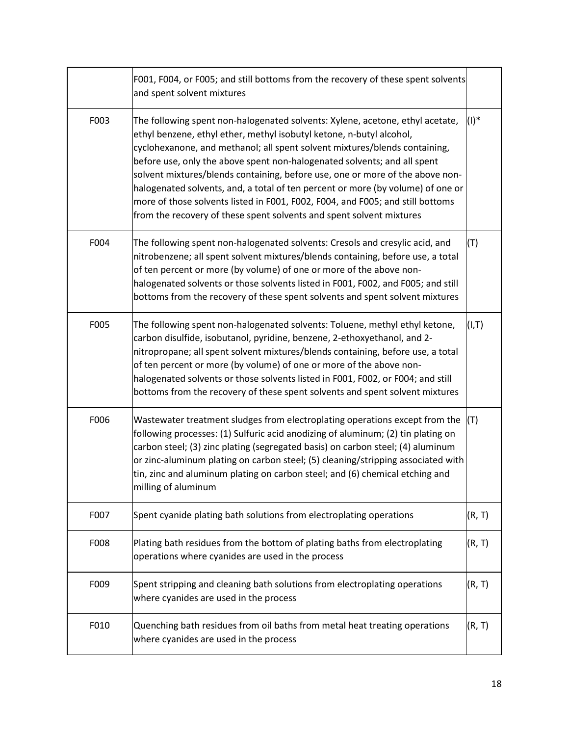| | | |
|---|---|---|
| | F001, F004, or F005; and still bottoms from the recovery of these spent solvents and spent solvent mixtures | |
| F003 | The following spent non-halogenated solvents: Xylene, acetone, ethyl acetate, ethyl benzene, ethyl ether, methyl isobutyl ketone, n-butyl alcohol, cyclohexanone, and methanol; all spent solvent mixtures/blends containing, before use, only the above spent non-halogenated solvents; and all spent solvent mixtures/blends containing, before use, one or more of the above non-halogenated solvents, and, a total of ten percent or more (by volume) of one or more of those solvents listed in F001, F002, F004, and F005; and still bottoms from the recovery of these spent solvents and spent solvent mixtures | (I)* |
| F004 | The following spent non-halogenated solvents: Cresols and cresylic acid, and nitrobenzene; all spent solvent mixtures/blends containing, before use, a total of ten percent or more (by volume) of one or more of the above non-halogenated solvents or those solvents listed in F001, F002, and F005; and still bottoms from the recovery of these spent solvents and spent solvent mixtures | (T) |
| F005 | The following spent non-halogenated solvents: Toluene, methyl ethyl ketone, carbon disulfide, isobutanol, pyridine, benzene, 2-ethoxyethanol, and 2-nitropropane; all spent solvent mixtures/blends containing, before use, a total of ten percent or more (by volume) of one or more of the above non-halogenated solvents or those solvents listed in F001, F002, or F004; and still bottoms from the recovery of these spent solvents and spent solvent mixtures | (I,T) |
| F006 | Wastewater treatment sludges from electroplating operations except from the following processes: (1) Sulfuric acid anodizing of aluminum; (2) tin plating on carbon steel; (3) zinc plating (segregated basis) on carbon steel; (4) aluminum or zinc-aluminum plating on carbon steel; (5) cleaning/stripping associated with tin, zinc and aluminum plating on carbon steel; and (6) chemical etching and milling of aluminum | (T) |
| F007 | Spent cyanide plating bath solutions from electroplating operations | (R, T) |
| F008 | Plating bath residues from the bottom of plating baths from electroplating operations where cyanides are used in the process | (R, T) |
| F009 | Spent stripping and cleaning bath solutions from electroplating operations where cyanides are used in the process | (R, T) |
| F010 | Quenching bath residues from oil baths from metal heat treating operations where cyanides are used in the process | (R, T) |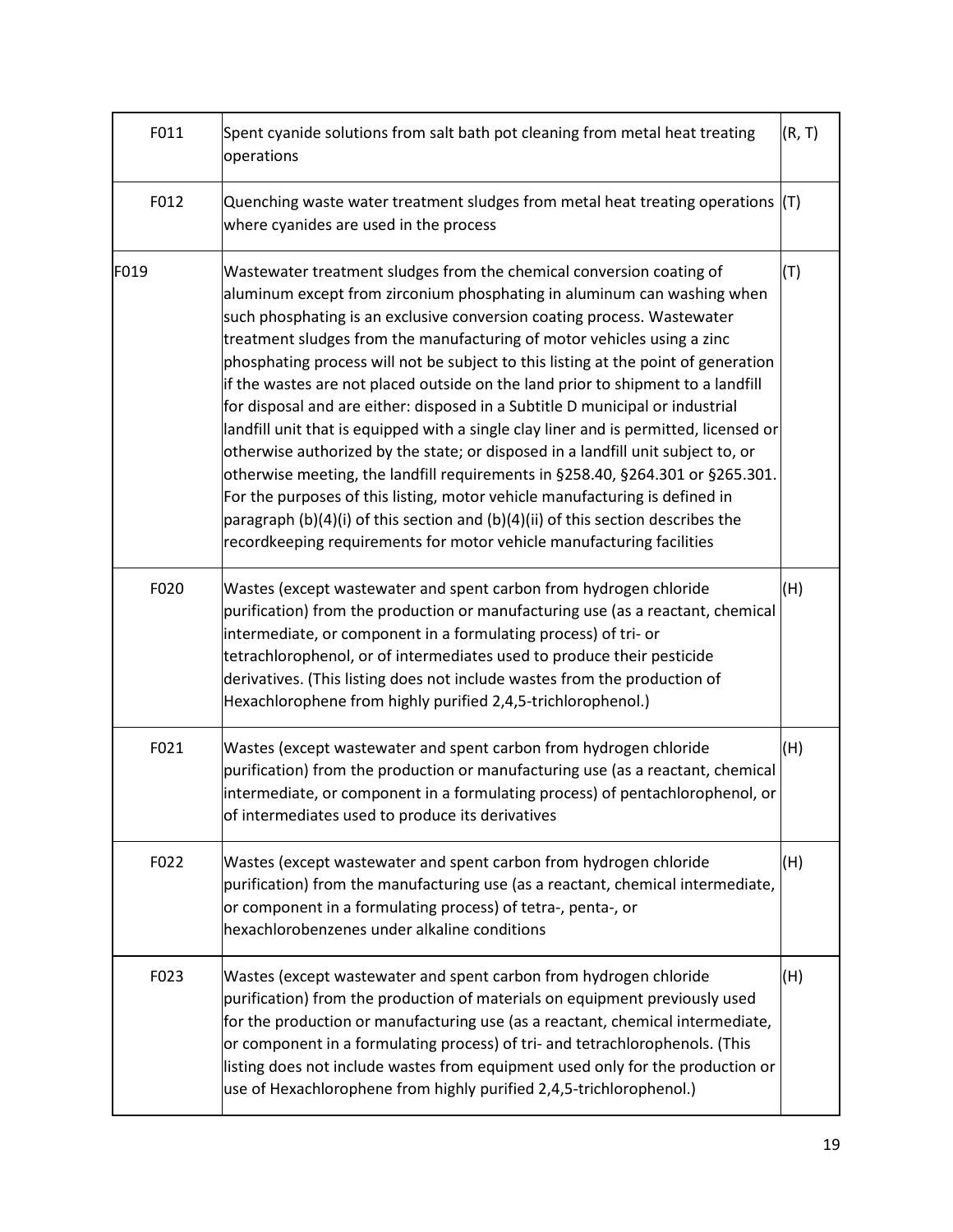| F011 | Spent cyanide solutions from salt bath pot cleaning from metal heat treating operations | (R, T) |
|---|---|---|
| F012 | Quenching waste water treatment sludges from metal heat treating operations where cyanides are used in the process | (T) |
| F019 | Wastewater treatment sludges from the chemical conversion coating of aluminum except from zirconium phosphating in aluminum can washing when such phosphating is an exclusive conversion coating process. Wastewater treatment sludges from the manufacturing of motor vehicles using a zinc phosphating process will not be subject to this listing at the point of generation if the wastes are not placed outside on the land prior to shipment to a landfill for disposal and are either: disposed in a Subtitle D municipal or industrial landfill unit that is equipped with a single clay liner and is permitted, licensed or otherwise authorized by the state; or disposed in a landfill unit subject to, or otherwise meeting, the landfill requirements in §258.40, §264.301 or §265.301. For the purposes of this listing, motor vehicle manufacturing is defined in paragraph (b)(4)(i) of this section and (b)(4)(ii) of this section describes the recordkeeping requirements for motor vehicle manufacturing facilities | (T) |
| F020 | Wastes (except wastewater and spent carbon from hydrogen chloride purification) from the production or manufacturing use (as a reactant, chemical intermediate, or component in a formulating process) of tri- or tetrachlorophenol, or of intermediates used to produce their pesticide derivatives. (This listing does not include wastes from the production of Hexachlorophene from highly purified 2,4,5-trichlorophenol.) | (H) |
| F021 | Wastes (except wastewater and spent carbon from hydrogen chloride purification) from the production or manufacturing use (as a reactant, chemical intermediate, or component in a formulating process) of pentachlorophenol, or of intermediates used to produce its derivatives | (H) |
| F022 | Wastes (except wastewater and spent carbon from hydrogen chloride purification) from the manufacturing use (as a reactant, chemical intermediate, or component in a formulating process) of tetra-, penta-, or hexachlorobenzenes under alkaline conditions | (H) |
| F023 | Wastes (except wastewater and spent carbon from hydrogen chloride purification) from the production of materials on equipment previously used for the production or manufacturing use (as a reactant, chemical intermediate, or component in a formulating process) of tri- and tetrachlorophenols. (This listing does not include wastes from equipment used only for the production or use of Hexachlorophene from highly purified 2,4,5-trichlorophenol.) | (H) |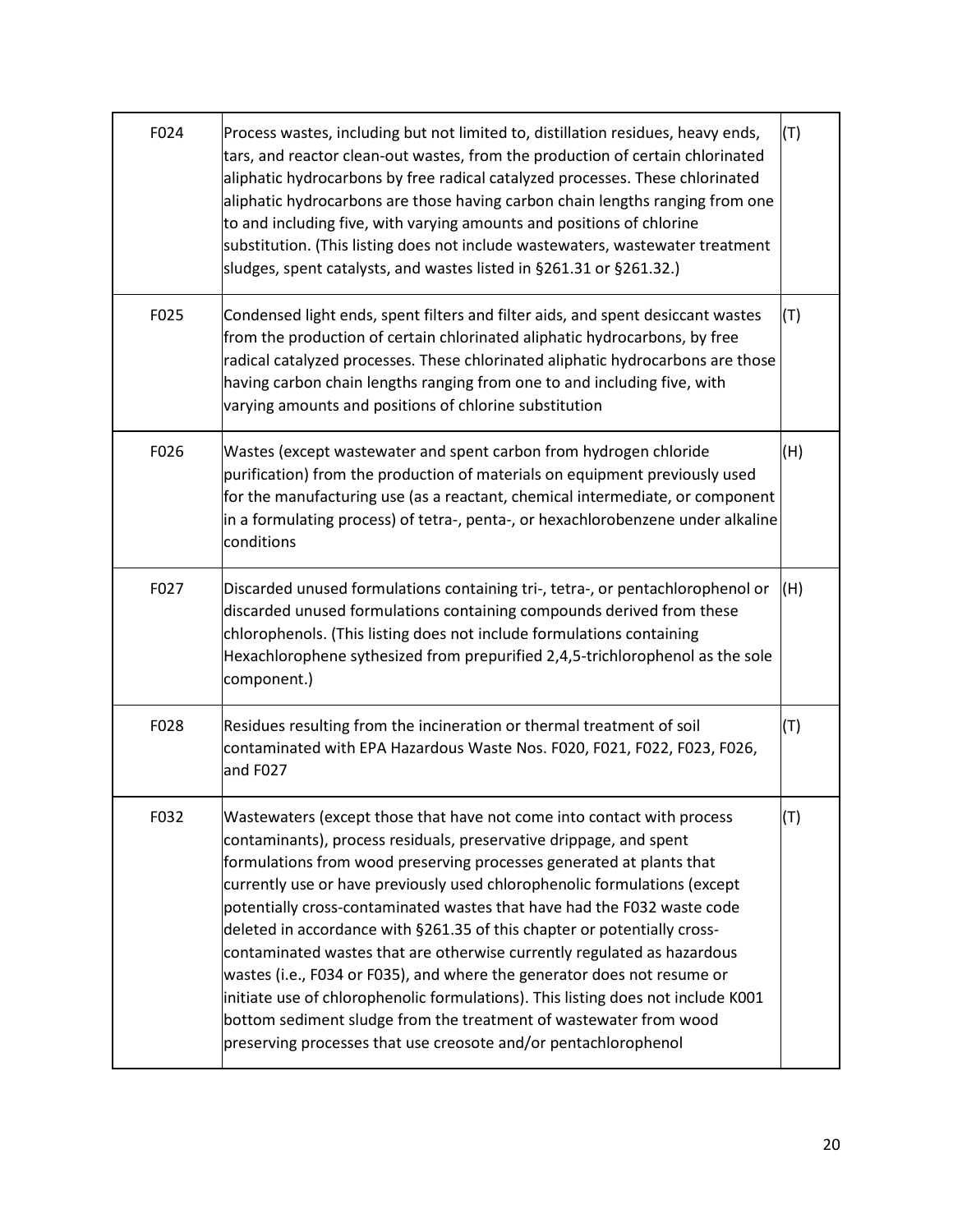| | | |
|---|---|---|
| F024 | Process wastes, including but not limited to, distillation residues, heavy ends, tars, and reactor clean-out wastes, from the production of certain chlorinated aliphatic hydrocarbons by free radical catalyzed processes. These chlorinated aliphatic hydrocarbons are those having carbon chain lengths ranging from one to and including five, with varying amounts and positions of chlorine substitution. (This listing does not include wastewaters, wastewater treatment sludges, spent catalysts, and wastes listed in §261.31 or §261.32.) | (T) |
| F025 | Condensed light ends, spent filters and filter aids, and spent desiccant wastes from the production of certain chlorinated aliphatic hydrocarbons, by free radical catalyzed processes. These chlorinated aliphatic hydrocarbons are those having carbon chain lengths ranging from one to and including five, with varying amounts and positions of chlorine substitution | (T) |
| F026 | Wastes (except wastewater and spent carbon from hydrogen chloride purification) from the production of materials on equipment previously used for the manufacturing use (as a reactant, chemical intermediate, or component in a formulating process) of tetra-, penta-, or hexachlorobenzene under alkaline conditions | (H) |
| F027 | Discarded unused formulations containing tri-, tetra-, or pentachlorophenol or discarded unused formulations containing compounds derived from these chlorophenols. (This listing does not include formulations containing Hexachlorophene sythesized from prepurified 2,4,5-trichlorophenol as the sole component.) | (H) |
| F028 | Residues resulting from the incineration or thermal treatment of soil contaminated with EPA Hazardous Waste Nos. F020, F021, F022, F023, F026, and F027 | (T) |
| F032 | Wastewaters (except those that have not come into contact with process contaminants), process residuals, preservative drippage, and spent formulations from wood preserving processes generated at plants that currently use or have previously used chlorophenolic formulations (except potentially cross-contaminated wastes that have had the F032 waste code deleted in accordance with §261.35 of this chapter or potentially cross-contaminated wastes that are otherwise currently regulated as hazardous wastes (i.e., F034 or F035), and where the generator does not resume or initiate use of chlorophenolic formulations). This listing does not include K001 bottom sediment sludge from the treatment of wastewater from wood preserving processes that use creosote and/or pentachlorophenol | (T) |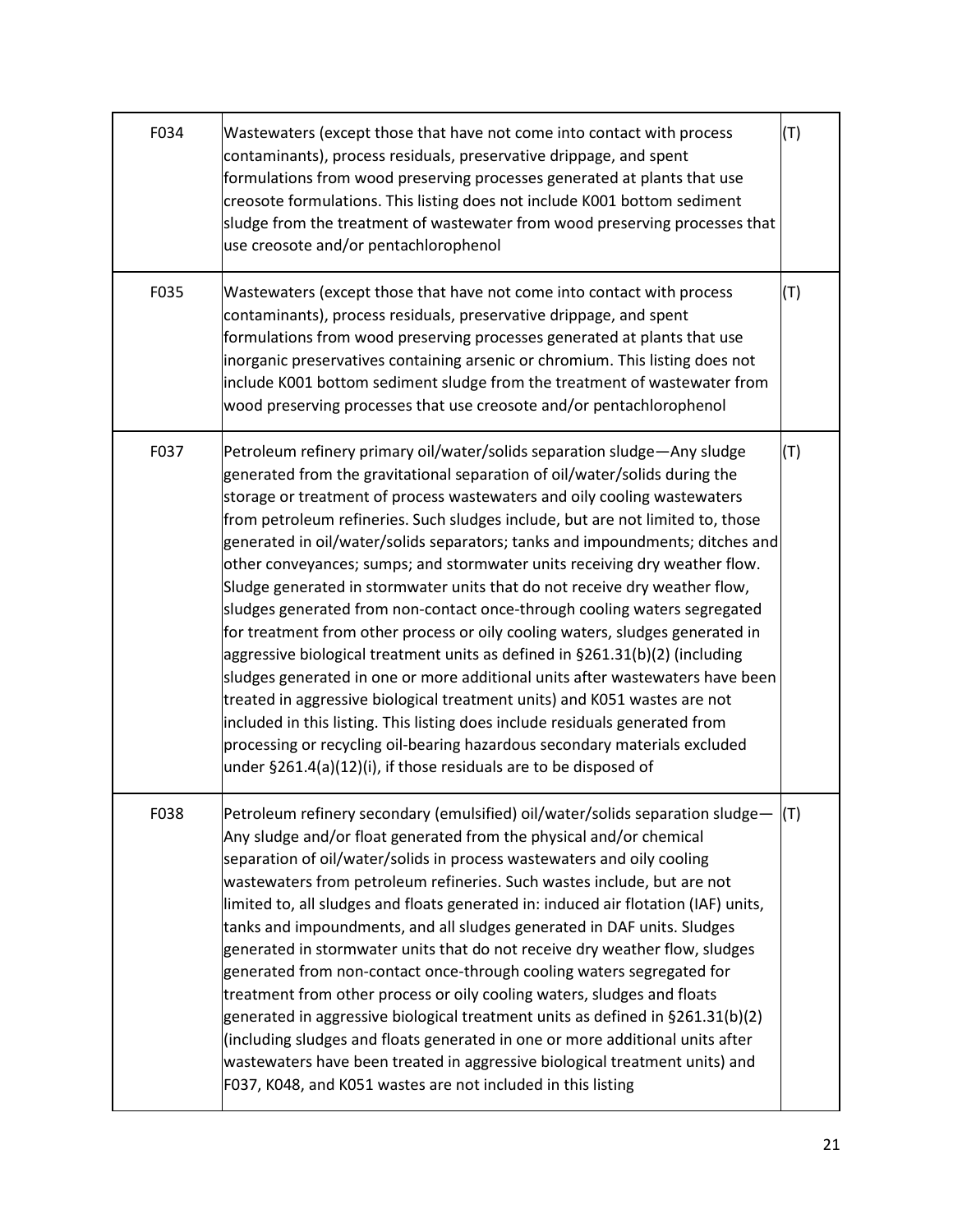| | | |
|---|---|---|
| F034 | Wastewaters (except those that have not come into contact with process contaminants), process residuals, preservative drippage, and spent formulations from wood preserving processes generated at plants that use creosote formulations. This listing does not include K001 bottom sediment sludge from the treatment of wastewater from wood preserving processes that use creosote and/or pentachlorophenol | (T) |
| F035 | Wastewaters (except those that have not come into contact with process contaminants), process residuals, preservative drippage, and spent formulations from wood preserving processes generated at plants that use inorganic preservatives containing arsenic or chromium. This listing does not include K001 bottom sediment sludge from the treatment of wastewater from wood preserving processes that use creosote and/or pentachlorophenol | (T) |
| F037 | Petroleum refinery primary oil/water/solids separation sludge—Any sludge generated from the gravitational separation of oil/water/solids during the storage or treatment of process wastewaters and oily cooling wastewaters from petroleum refineries. Such sludges include, but are not limited to, those generated in oil/water/solids separators; tanks and impoundments; ditches and other conveyances; sumps; and stormwater units receiving dry weather flow. Sludge generated in stormwater units that do not receive dry weather flow, sludges generated from non-contact once-through cooling waters segregated for treatment from other process or oily cooling waters, sludges generated in aggressive biological treatment units as defined in §261.31(b)(2) (including sludges generated in one or more additional units after wastewaters have been treated in aggressive biological treatment units) and K051 wastes are not included in this listing. This listing does include residuals generated from processing or recycling oil-bearing hazardous secondary materials excluded under §261.4(a)(12)(i), if those residuals are to be disposed of | (T) |
| F038 | Petroleum refinery secondary (emulsified) oil/water/solids separation sludge—Any sludge and/or float generated from the physical and/or chemical separation of oil/water/solids in process wastewaters and oily cooling wastewaters from petroleum refineries. Such wastes include, but are not limited to, all sludges and floats generated in: induced air flotation (IAF) units, tanks and impoundments, and all sludges generated in DAF units. Sludges generated in stormwater units that do not receive dry weather flow, sludges generated from non-contact once-through cooling waters segregated for treatment from other process or oily cooling waters, sludges and floats generated in aggressive biological treatment units as defined in §261.31(b)(2) (including sludges and floats generated in one or more additional units after wastewaters have been treated in aggressive biological treatment units) and F037, K048, and K051 wastes are not included in this listing | (T) |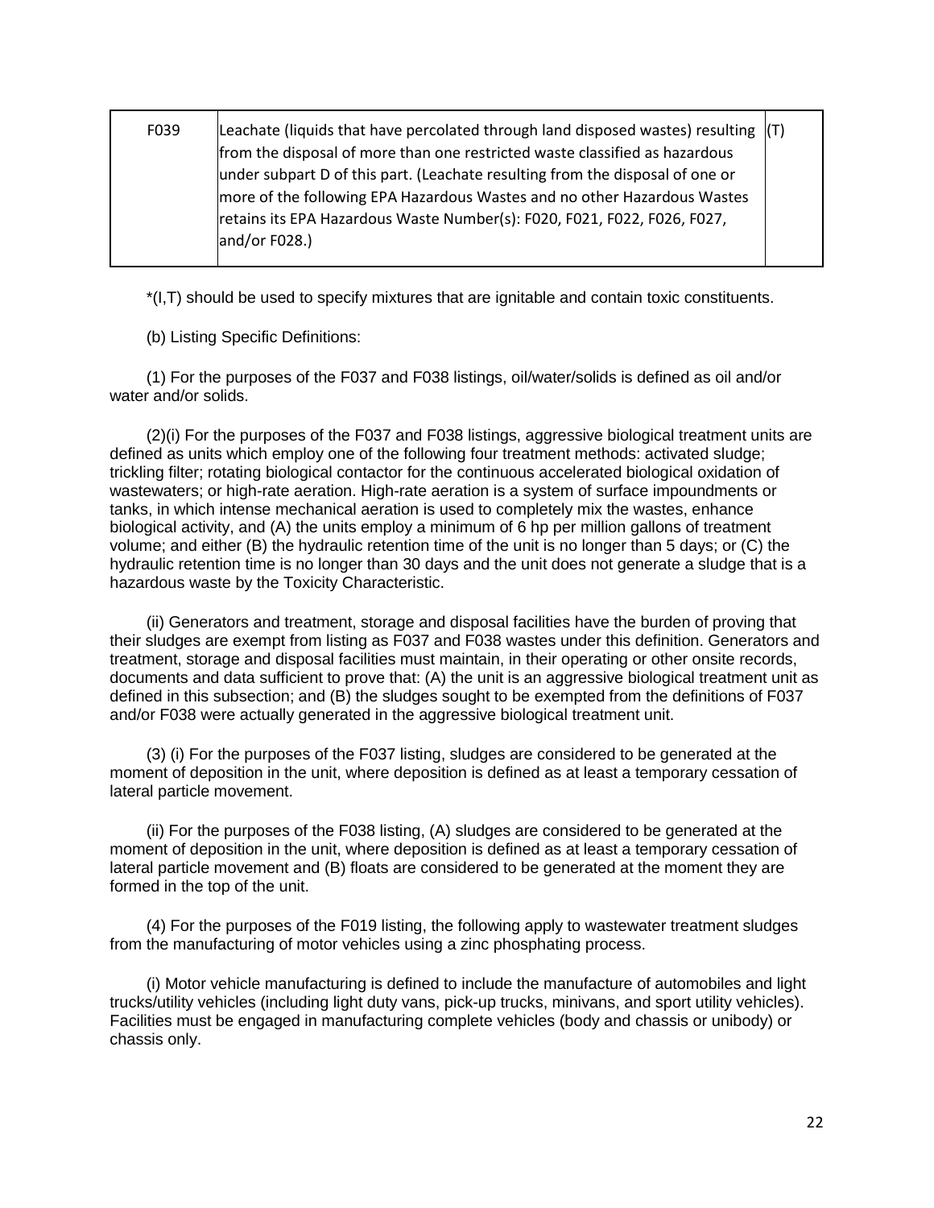| F039 | Leachate (liquids that have percolated through land disposed wastes) resulting from the disposal of more than one restricted waste classified as hazardous under subpart D of this part. (Leachate resulting from the disposal of one or more of the following EPA Hazardous Wastes and no other Hazardous Wastes retains its EPA Hazardous Waste Number(s): F020, F021, F022, F026, F027, and/or F028.) | (T) |
|---|---|---|

*(I,T) should be used to specify mixtures that are ignitable and contain toxic constituents.

(b) Listing Specific Definitions:

(1) For the purposes of the F037 and F038 listings, oil/water/solids is defined as oil and/or water and/or solids.

(2)(i) For the purposes of the F037 and F038 listings, aggressive biological treatment units are defined as units which employ one of the following four treatment methods: activated sludge; trickling filter; rotating biological contactor for the continuous accelerated biological oxidation of wastewaters; or high-rate aeration. High-rate aeration is a system of surface impoundments or tanks, in which intense mechanical aeration is used to completely mix the wastes, enhance biological activity, and (A) the units employ a minimum of 6 hp per million gallons of treatment volume; and either (B) the hydraulic retention time of the unit is no longer than 5 days; or (C) the hydraulic retention time is no longer than 30 days and the unit does not generate a sludge that is a hazardous waste by the Toxicity Characteristic.

(ii) Generators and treatment, storage and disposal facilities have the burden of proving that their sludges are exempt from listing as F037 and F038 wastes under this definition. Generators and treatment, storage and disposal facilities must maintain, in their operating or other onsite records, documents and data sufficient to prove that: (A) the unit is an aggressive biological treatment unit as defined in this subsection; and (B) the sludges sought to be exempted from the definitions of F037 and/or F038 were actually generated in the aggressive biological treatment unit.

(3) (i) For the purposes of the F037 listing, sludges are considered to be generated at the moment of deposition in the unit, where deposition is defined as at least a temporary cessation of lateral particle movement.

(ii) For the purposes of the F038 listing, (A) sludges are considered to be generated at the moment of deposition in the unit, where deposition is defined as at least a temporary cessation of lateral particle movement and (B) floats are considered to be generated at the moment they are formed in the top of the unit.

(4) For the purposes of the F019 listing, the following apply to wastewater treatment sludges from the manufacturing of motor vehicles using a zinc phosphating process.

(i) Motor vehicle manufacturing is defined to include the manufacture of automobiles and light trucks/utility vehicles (including light duty vans, pick-up trucks, minivans, and sport utility vehicles). Facilities must be engaged in manufacturing complete vehicles (body and chassis or unibody) or chassis only.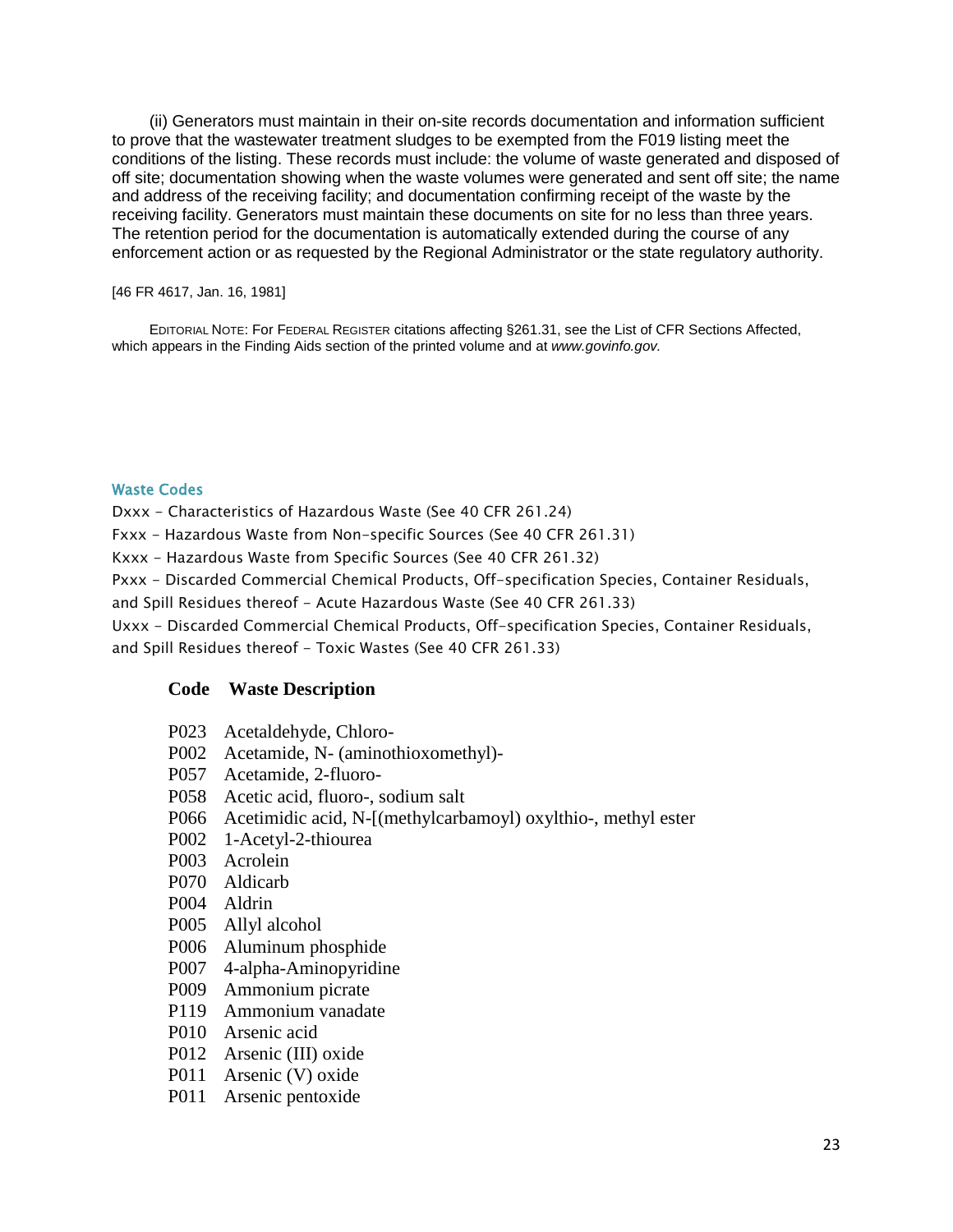(ii) Generators must maintain in their on-site records documentation and information sufficient to prove that the wastewater treatment sludges to be exempted from the F019 listing meet the conditions of the listing. These records must include: the volume of waste generated and disposed of off site; documentation showing when the waste volumes were generated and sent off site; the name and address of the receiving facility; and documentation confirming receipt of the waste by the receiving facility. Generators must maintain these documents on site for no less than three years. The retention period for the documentation is automatically extended during the course of any enforcement action or as requested by the Regional Administrator or the state regulatory authority.

[46 FR 4617, Jan. 16, 1981]

EDITORIAL NOTE: For FEDERAL REGISTER citations affecting §261.31, see the List of CFR Sections Affected, which appears in the Finding Aids section of the printed volume and at *www.govinfo.gov.*

## Waste Codes

Dxxx - Characteristics of Hazardous Waste (See 40 CFR 261.24)

Fxxx - Hazardous Waste from Non-specific Sources (See 40 CFR 261.31)

Kxxx - Hazardous Waste from Specific Sources (See 40 CFR 261.32)

Pxxx - Discarded Commercial Chemical Products, Off-specification Species, Container Residuals, and Spill Residues thereof - Acute Hazardous Waste (See 40 CFR 261.33)

Uxxx - Discarded Commercial Chemical Products, Off-specification Species, Container Residuals, and Spill Residues thereof - Toxic Wastes (See 40 CFR 261.33)

| Code | Waste Description |
|---|---|
| P023 | Acetaldehyde, Chloro- |
| P002 | Acetamide, N- (aminothioxomethyl)- |
| P057 | Acetamide, 2-fluoro- |
| P058 | Acetic acid, fluoro-, sodium salt |
| P066 | Acetimidic acid, N-[(methylcarbamoyl) oxylthio-, methyl ester |
| P002 | 1-Acetyl-2-thiourea |
| P003 | Acrolein |
| P070 | Aldicarb |
| P004 | Aldrin |
| P005 | Allyl alcohol |
| P006 | Aluminum phosphide |
| P007 | 4-alpha-Aminopyridine |
| P009 | Ammonium picrate |
| P119 | Ammonium vanadate |
| P010 | Arsenic acid |
| P012 | Arsenic (III) oxide |
| P011 | Arsenic (V) oxide |
| P011 | Arsenic pentoxide |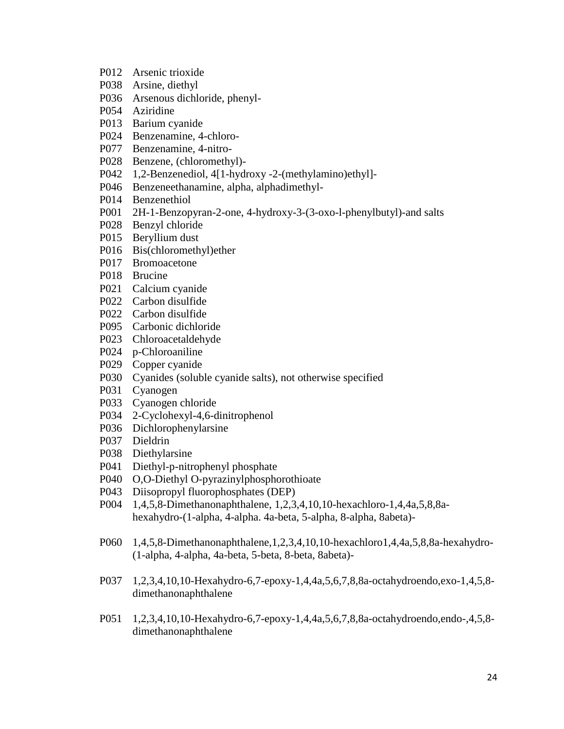P012 Arsenic trioxide
P038 Arsine, diethyl
P036 Arsenous dichloride, phenyl-
P054 Aziridine
P013 Barium cyanide
P024 Benzenamine, 4-chloro-
P077 Benzenamine, 4-nitro-
P028 Benzene, (chloromethyl)-
P042 1,2-Benzenediol, 4[1-hydroxy -2-(methylamino)ethyl]-
P046 Benzeneethanamine, alpha, alphadimethyl-
P014 Benzenethiol
P001 2H-1-Benzopyran-2-one, 4-hydroxy-3-(3-oxo-l-phenylbutyl)-and salts
P028 Benzyl chloride
P015 Beryllium dust
P016 Bis(chloromethyl)ether
P017 Bromoacetone
P018 Brucine
P021 Calcium cyanide
P022 Carbon disulfide
P022 Carbon disulfide
P095 Carbonic dichloride
P023 Chloroacetaldehyde
P024 p-Chloroaniline
P029 Copper cyanide
P030 Cyanides (soluble cyanide salts), not otherwise specified
P031 Cyanogen
P033 Cyanogen chloride
P034 2-Cyclohexyl-4,6-dinitrophenol
P036 Dichlorophenylarsine
P037 Dieldrin
P038 Diethylarsine
P041 Diethyl-p-nitrophenyl phosphate
P040 O,O-Diethyl O-pyrazinylphosphorothioate
P043 Diisopropyl fluorophosphates (DEP)
P004 1,4,5,8-Dimethanonaphthalene, 1,2,3,4,10,10-hexachloro-1,4,4a,5,8,8a-hexahydro-(1-alpha, 4-alpha. 4a-beta, 5-alpha, 8-alpha, 8abeta)-

P060 1,4,5,8-Dimethanonaphthalene,1,2,3,4,10,10-hexachloro1,4,4a,5,8,8a-hexahydro-(1-alpha, 4-alpha, 4a-beta, 5-beta, 8-beta, 8abeta)-

P037 1,2,3,4,10,10-Hexahydro-6,7-epoxy-1,4,4a,5,6,7,8,8a-octahydroendo,exo-1,4,5,8-dimethanonaphthalene

P051 1,2,3,4,10,10-Hexahydro-6,7-epoxy-1,4,4a,5,6,7,8,8a-octahydroendo,endo-,4,5,8-dimethanonaphthalene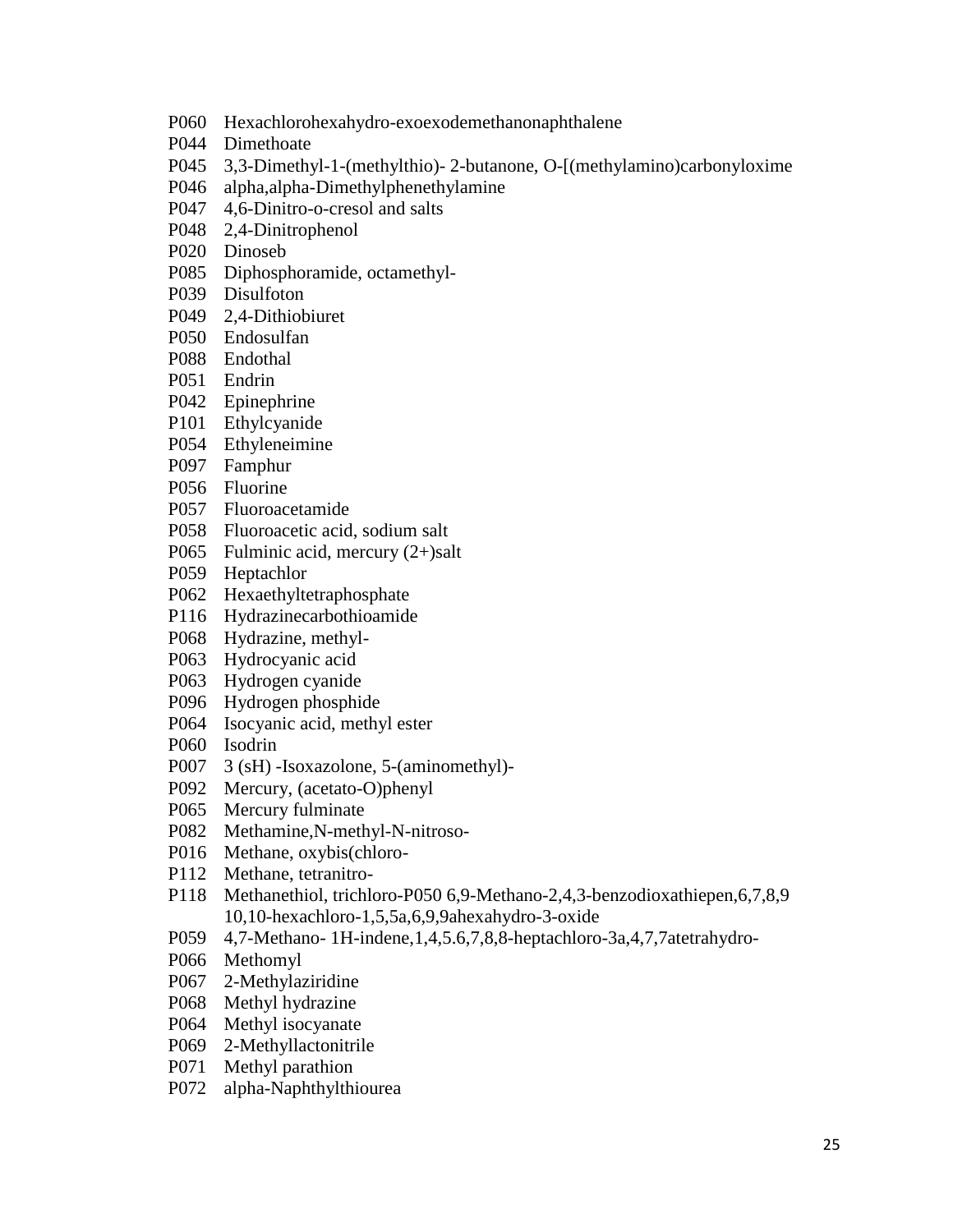P060 Hexachlorohexahydro-exoexodemethanonaphthalene
P044 Dimethoate
P045 3,3-Dimethyl-1-(methylthio)- 2-butanone, O-[(methylamino)carbonyloxime
P046 alpha,alpha-Dimethylphenethylamine
P047 4,6-Dinitro-o-cresol and salts
P048 2,4-Dinitrophenol
P020 Dinoseb
P085 Diphosphoramide, octamethyl-
P039 Disulfoton
P049 2,4-Dithiobiuret
P050 Endosulfan
P088 Endothal
P051 Endrin
P042 Epinephrine
P101 Ethylcyanide
P054 Ethyleneimine
P097 Famphur
P056 Fluorine
P057 Fluoroacetamide
P058 Fluoroacetic acid, sodium salt
P065 Fulminic acid, mercury (2+)salt
P059 Heptachlor
P062 Hexaethyltetraphosphate
P116 Hydrazinecarbothioamide
P068 Hydrazine, methyl-
P063 Hydrocyanic acid
P063 Hydrogen cyanide
P096 Hydrogen phosphide
P064 Isocyanic acid, methyl ester
P060 Isodrin
P007 3 (sH) -Isoxazolone, 5-(aminomethyl)-
P092 Mercury, (acetato-O)phenyl
P065 Mercury fulminate
P082 Methamine,N-methyl-N-nitroso-
P016 Methane, oxybis(chloro-
P112 Methane, tetranitro-
P118 Methanethiol, trichloro-P050 6,9-Methano-2,4,3-benzodioxathiepen,6,7,8,9 10,10-hexachloro-1,5,5a,6,9,9ahexahydro-3-oxide
P059 4,7-Methano- 1H-indene,1,4,5.6,7,8,8-heptachloro-3a,4,7,7atetrahydro-
P066 Methomyl
P067 2-Methylaziridine
P068 Methyl hydrazine
P064 Methyl isocyanate
P069 2-Methyllactonitrile
P071 Methyl parathion
P072 alpha-Naphthylthiourea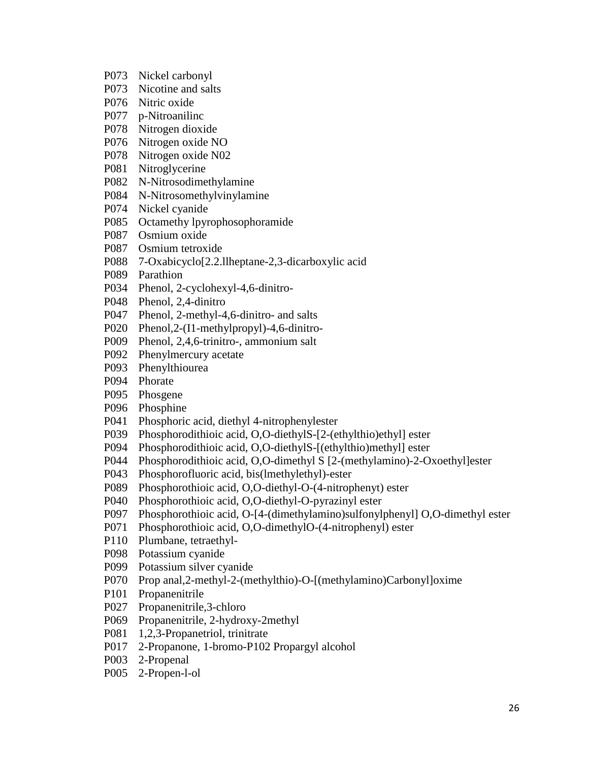P073 Nickel carbonyl
P073 Nicotine and salts
P076 Nitric oxide
P077 p-Nitroanilinc
P078 Nitrogen dioxide
P076 Nitrogen oxide NO
P078 Nitrogen oxide N02
P081 Nitroglycerine
P082 N-Nitrosodimethylamine
P084 N-Nitrosomethylvinylamine
P074 Nickel cyanide
P085 Octamethy lpyrophosophoramide
P087 Osmium oxide
P087 Osmium tetroxide
P088 7-Oxabicyclo[2.2.llheptane-2,3-dicarboxylic acid
P089 Parathion
P034 Phenol, 2-cyclohexyl-4,6-dinitro-
P048 Phenol, 2,4-dinitro
P047 Phenol, 2-methyl-4,6-dinitro- and salts
P020 Phenol,2-(I1-methylpropyl)-4,6-dinitro-
P009 Phenol, 2,4,6-trinitro-, ammonium salt
P092 Phenylmercury acetate
P093 Phenylthiourea
P094 Phorate
P095 Phosgene
P096 Phosphine
P041 Phosphoric acid, diethyl 4-nitrophenylester
P039 Phosphorodithioic acid, O,O-diethylS-[2-(ethylthio)ethyl] ester
P094 Phosphorodithioic acid, O,O-diethylS-[(ethylthio)methyl] ester
P044 Phosphorodithioic acid, O,O-dimethyl S [2-(methylamino)-2-Oxoethyl]ester
P043 Phosphorofluoric acid, bis(lmethylethyl)-ester
P089 Phosphorothioic acid, O,O-diethyl-O-(4-nitrophenyt) ester
P040 Phosphorothioic acid, O,O-diethyl-O-pyrazinyl ester
P097 Phosphorothioic acid, O-[4-(dimethylamino)sulfonylphenyl] O,O-dimethyl ester
P071 Phosphorothioic acid, O,O-dimethylO-(4-nitrophenyl) ester
P110 Plumbane, tetraethyl-
P098 Potassium cyanide
P099 Potassium silver cyanide
P070 Prop anal,2-methyl-2-(methylthio)-O-[(methylamino)Carbonyl]oxime
P101 Propanenitrile
P027 Propanenitrile,3-chloro
P069 Propanenitrile, 2-hydroxy-2methyl
P081 1,2,3-Propanetriol, trinitrate
P017 2-Propanone, 1-bromo-P102 Propargyl alcohol
P003 2-Propenal
P005 2-Propen-l-ol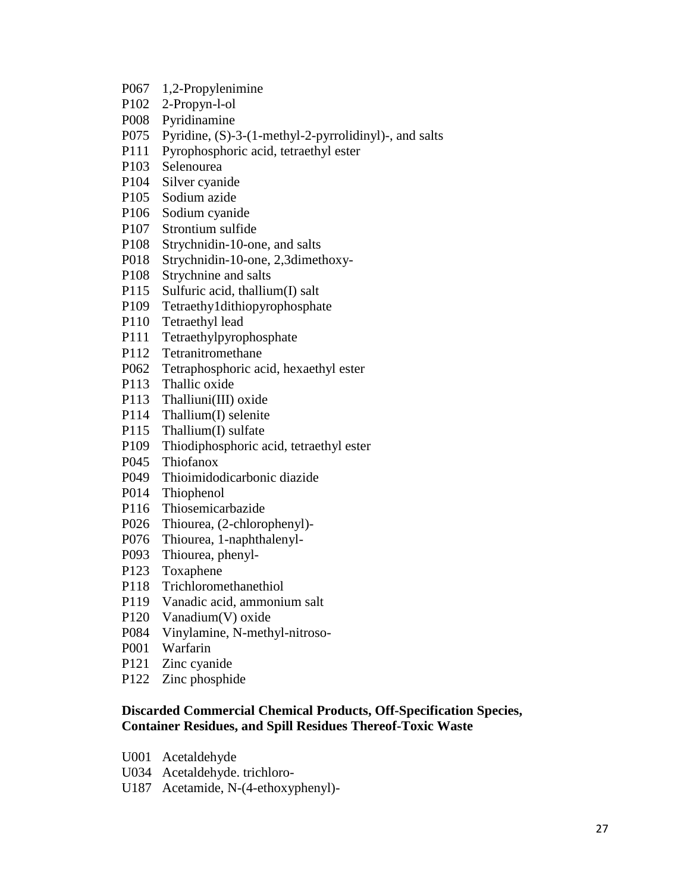P067 1,2-Propylenimine
P102 2-Propyn-l-ol
P008 Pyridinamine
P075 Pyridine, (S)-3-(1-methyl-2-pyrrolidinyl)-, and salts
P111 Pyrophosphoric acid, tetraethyl ester
P103 Selenourea
P104 Silver cyanide
P105 Sodium azide
P106 Sodium cyanide
P107 Strontium sulfide
P108 Strychnidin-10-one, and salts
P018 Strychnidin-10-one, 2,3dimethoxy-
P108 Strychnine and salts
P115 Sulfuric acid, thallium(I) salt
P109 Tetraethy1dithiopyrophosphate
P110 Tetraethyl lead
P111 Tetraethylpyrophosphate
P112 Tetranitromethane
P062 Tetraphosphoric acid, hexaethyl ester
P113 Thallic oxide
P113 Thalliuni(III) oxide
P114 Thallium(I) selenite
P115 Thallium(I) sulfate
P109 Thiodiphosphoric acid, tetraethyl ester
P045 Thiofanox
P049 Thioimidodicarbonic diazide
P014 Thiophenol
P116 Thiosemicarbazide
P026 Thiourea, (2-chlorophenyl)-
P076 Thiourea, 1-naphthalenyl-
P093 Thiourea, phenyl-
P123 Toxaphene
P118 Trichloromethanethiol
P119 Vanadic acid, ammonium salt
P120 Vanadium(V) oxide
P084 Vinylamine, N-methyl-nitroso-
P001 Warfarin
P121 Zinc cyanide
P122 Zinc phosphide

**Discarded Commercial Chemical Products, Off-Specification Species, Container Residues, and Spill Residues Thereof-Toxic Waste**

U001 Acetaldehyde
U034 Acetaldehyde. trichloro-
U187 Acetamide, N-(4-ethoxyphenyl)-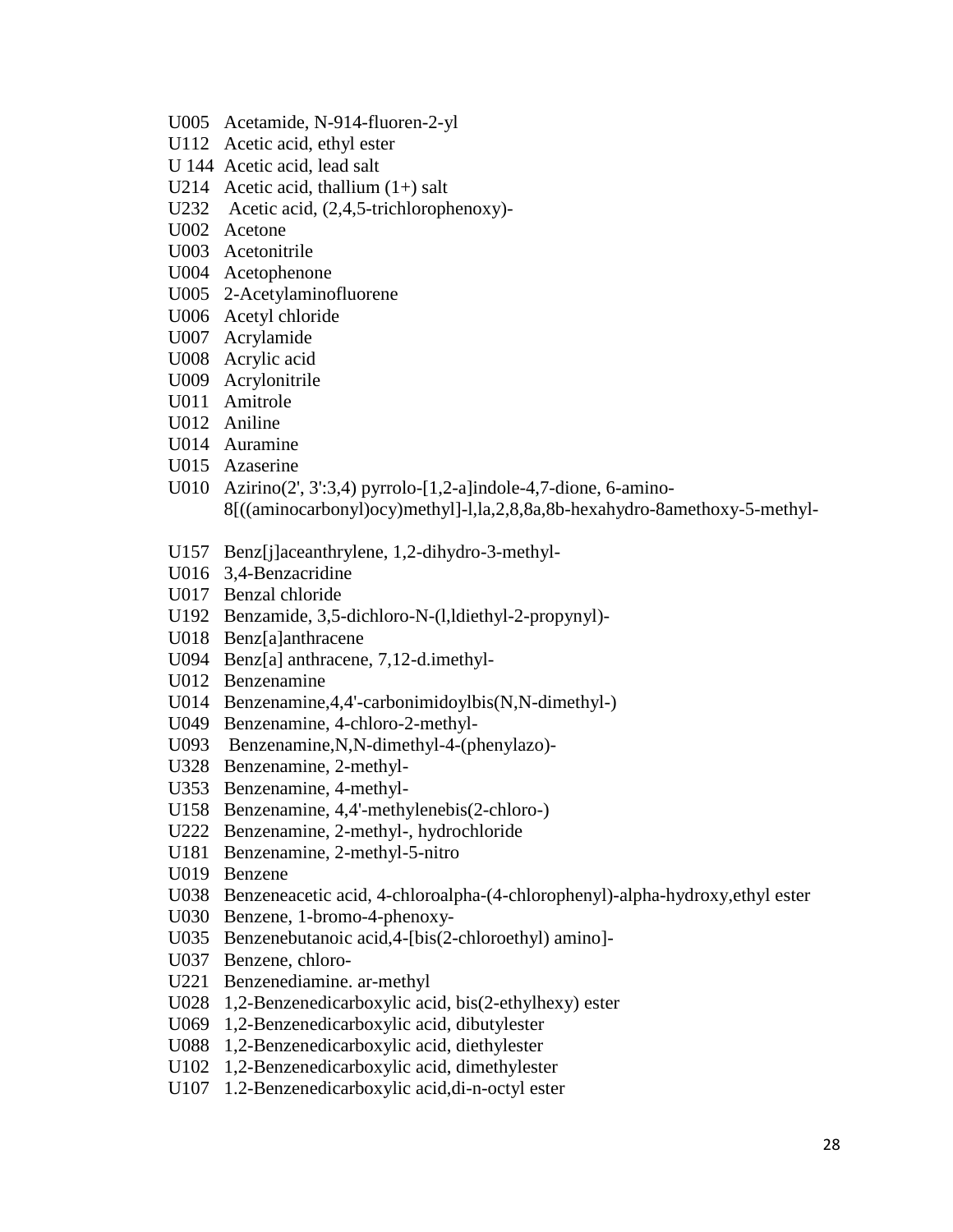U005 Acetamide, N-914-fluoren-2-yl
U112 Acetic acid, ethyl ester
U 144 Acetic acid, lead salt
U214 Acetic acid, thallium (1+) salt
U232 Acetic acid, (2,4,5-trichlorophenoxy)-
U002 Acetone
U003 Acetonitrile
U004 Acetophenone
U005 2-Acetylaminofluorene
U006 Acetyl chloride
U007 Acrylamide
U008 Acrylic acid
U009 Acrylonitrile
U011 Amitrole
U012 Aniline
U014 Auramine
U015 Azaserine
U010 Azirino(2', 3':3,4) pyrrolo-[1,2-a]indole-4,7-dione, 6-amino-8[((aminocarbonyl)ocy)methyl]-l,la,2,8,8a,8b-hexahydro-8amethoxy-5-methyl-

U157 Benz[j]aceanthrylene, 1,2-dihydro-3-methyl-
U016 3,4-Benzacridine
U017 Benzal chloride
U192 Benzamide, 3,5-dichloro-N-(l,ldiethyl-2-propynyl)-
U018 Benz[a]anthracene
U094 Benz[a] anthracene, 7,12-d.imethyl-
U012 Benzenamine
U014 Benzenamine,4,4'-carbonimidoylbis(N,N-dimethyl-)
U049 Benzenamine, 4-chloro-2-methyl-
U093 Benzenamine,N,N-dimethyl-4-(phenylazo)-
U328 Benzenamine, 2-methyl-
U353 Benzenamine, 4-methyl-
U158 Benzenamine, 4,4'-methylenebis(2-chloro-)
U222 Benzenamine, 2-methyl-, hydrochloride
U181 Benzenamine, 2-methyl-5-nitro
U019 Benzene
U038 Benzeneacetic acid, 4-chloroalpha-(4-chlorophenyl)-alpha-hydroxy,ethyl ester
U030 Benzene, 1-bromo-4-phenoxy-
U035 Benzenebutanoic acid,4-[bis(2-chloroethyl) amino]-
U037 Benzene, chloro-
U221 Benzenediamine. ar-methyl
U028 1,2-Benzenedicarboxylic acid, bis(2-ethylhexy) ester
U069 1,2-Benzenedicarboxylic acid, dibutylester
U088 1,2-Benzenedicarboxylic acid, diethylester
U102 1,2-Benzenedicarboxylic acid, dimethylester
U107 1.2-Benzenedicarboxylic acid,di-n-octyl ester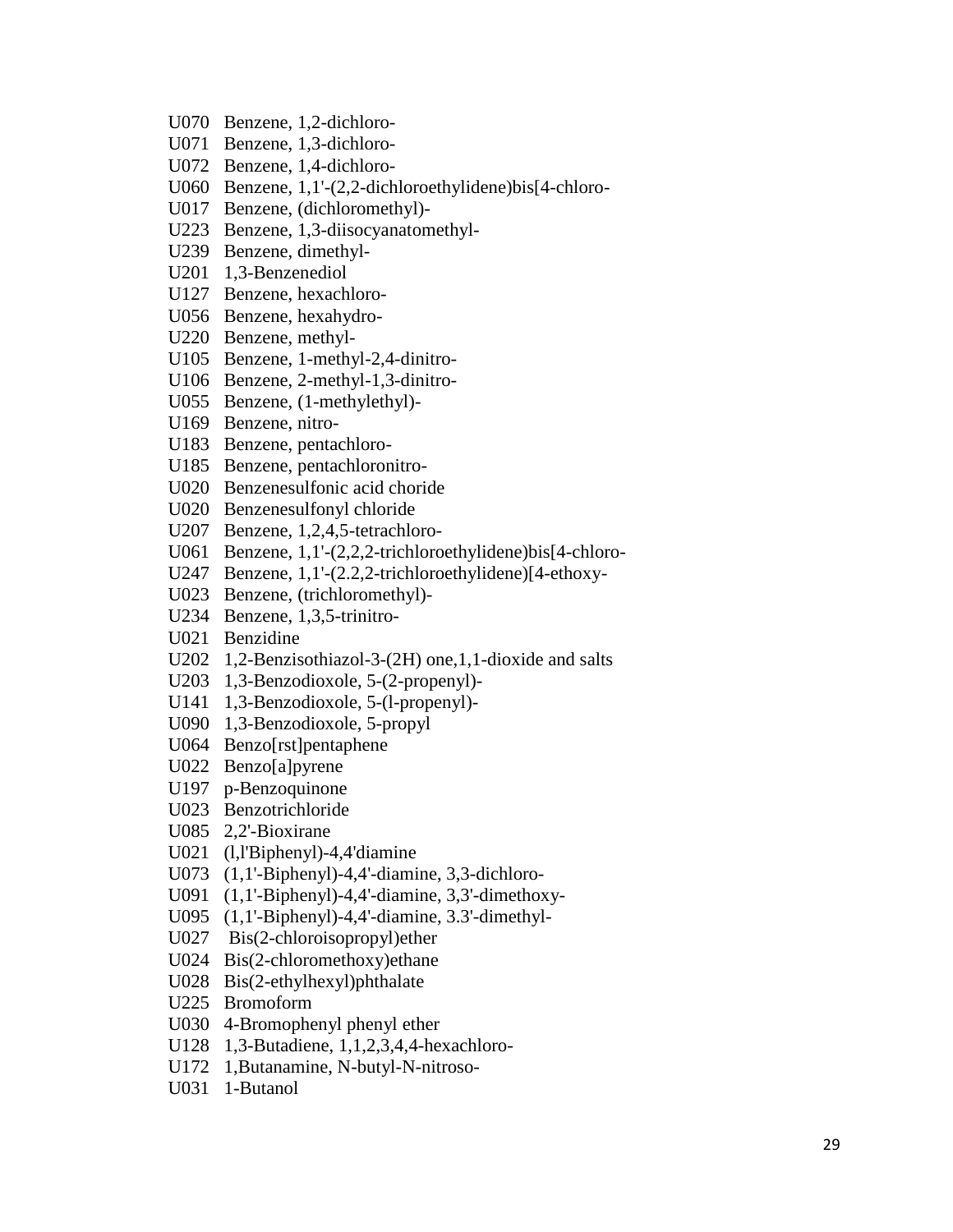U070 Benzene, 1,2-dichloro-
U071 Benzene, 1,3-dichloro-
U072 Benzene, 1,4-dichloro-
U060 Benzene, 1,1'-(2,2-dichloroethylidene)bis[4-chloro-
U017 Benzene, (dichloromethyl)-
U223 Benzene, 1,3-diisocyanatomethyl-
U239 Benzene, dimethyl-
U201 1,3-Benzenediol
U127 Benzene, hexachloro-
U056 Benzene, hexahydro-
U220 Benzene, methyl-
U105 Benzene, 1-methyl-2,4-dinitro-
U106 Benzene, 2-methyl-1,3-dinitro-
U055 Benzene, (1-methylethyl)-
U169 Benzene, nitro-
U183 Benzene, pentachloro-
U185 Benzene, pentachloronitro-
U020 Benzenesulfonic acid choride
U020 Benzenesulfonyl chloride
U207 Benzene, 1,2,4,5-tetrachloro-
U061 Benzene, 1,1'-(2,2,2-trichloroethylidene)bis[4-chloro-
U247 Benzene, 1,1'-(2.2,2-trichloroethylidene)[4-ethoxy-
U023 Benzene, (trichloromethyl)-
U234 Benzene, 1,3,5-trinitro-
U021 Benzidine
U202 1,2-Benzisothiazol-3-(2H) one,1,1-dioxide and salts
U203 1,3-Benzodioxole, 5-(2-propenyl)-
U141 1,3-Benzodioxole, 5-(l-propenyl)-
U090 1,3-Benzodioxole, 5-propyl
U064 Benzo[rst]pentaphene
U022 Benzo[a]pyrene
U197 p-Benzoquinone
U023 Benzotrichloride
U085 2,2'-Bioxirane
U021 (l,l'Biphenyl)-4,4'diamine
U073 (1,1'-Biphenyl)-4,4'-diamine, 3,3-dichloro-
U091 (1,1'-Biphenyl)-4,4'-diamine, 3,3'-dimethoxy-
U095 (1,1'-Biphenyl)-4,4'-diamine, 3.3'-dimethyl-
U027 Bis(2-chloroisopropyl)ether
U024 Bis(2-chloromethoxy)ethane
U028 Bis(2-ethylhexyl)phthalate
U225 Bromoform
U030 4-Bromophenyl phenyl ether
U128 1,3-Butadiene, 1,1,2,3,4,4-hexachloro-
U172 1,Butanamine, N-butyl-N-nitroso-
U031 1-Butanol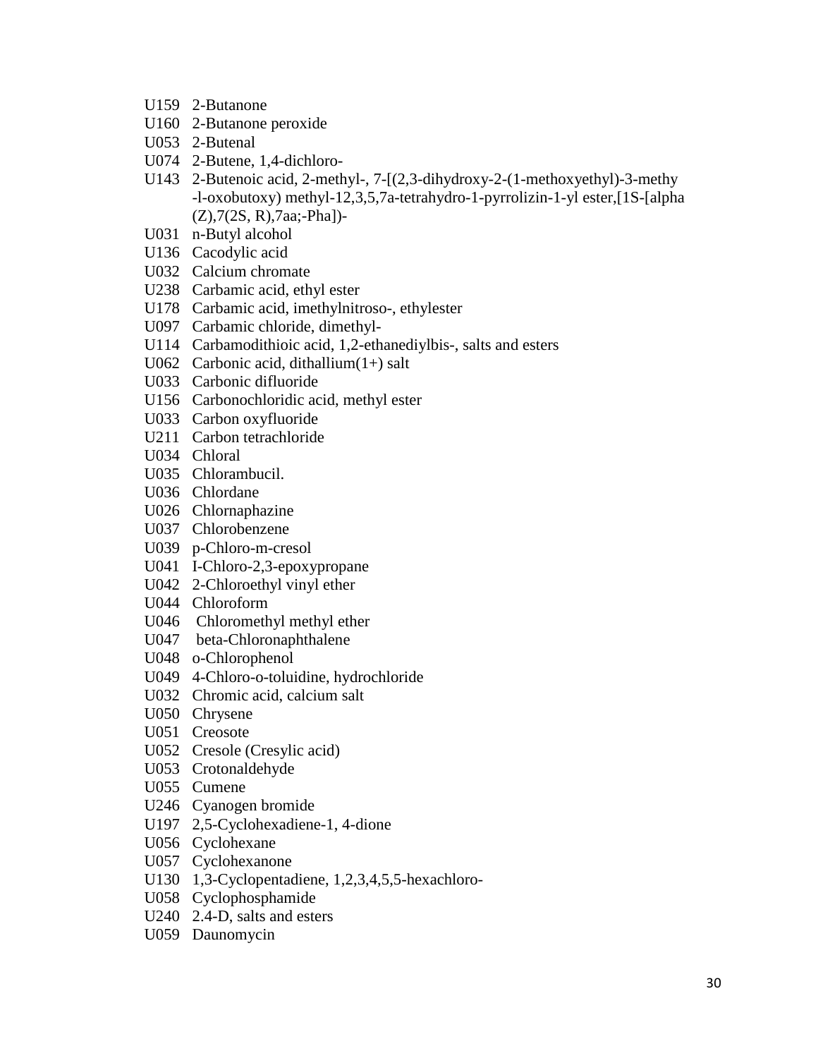U159 2-Butanone
U160 2-Butanone peroxide
U053 2-Butenal
U074 2-Butene, 1,4-dichloro-
U143 2-Butenoic acid, 2-methyl-, 7-[(2,3-dihydroxy-2-(1-methoxyethyl)-3-methy -l-oxobutoxy) methyl-12,3,5,7a-tetrahydro-1-pyrrolizin-1-yl ester,[1S-[alpha (Z),7(2S, R),7aa;-Pha])-
U031 n-Butyl alcohol
U136 Cacodylic acid
U032 Calcium chromate
U238 Carbamic acid, ethyl ester
U178 Carbamic acid, imethylnitroso-, ethylester
U097 Carbamic chloride, dimethyl-
U114 Carbamodithioic acid, 1,2-ethanediylbis-, salts and esters
U062 Carbonic acid, dithallium(1+) salt
U033 Carbonic difluoride
U156 Carbonochloridic acid, methyl ester
U033 Carbon oxyfluoride
U211 Carbon tetrachloride
U034 Chloral
U035 Chlorambucil.
U036 Chlordane
U026 Chlornaphazine
U037 Chlorobenzene
U039 p-Chloro-m-cresol
U041 I-Chloro-2,3-epoxypropane
U042 2-Chloroethyl vinyl ether
U044 Chloroform
U046 Chloromethyl methyl ether
U047 beta-Chloronaphthalene
U048 o-Chlorophenol
U049 4-Chloro-o-toluidine, hydrochloride
U032 Chromic acid, calcium salt
U050 Chrysene
U051 Creosote
U052 Cresole (Cresylic acid)
U053 Crotonaldehyde
U055 Cumene
U246 Cyanogen bromide
U197 2,5-Cyclohexadiene-1, 4-dione
U056 Cyclohexane
U057 Cyclohexanone
U130 1,3-Cyclopentadiene, 1,2,3,4,5,5-hexachloro-
U058 Cyclophosphamide
U240 2.4-D, salts and esters
U059 Daunomycin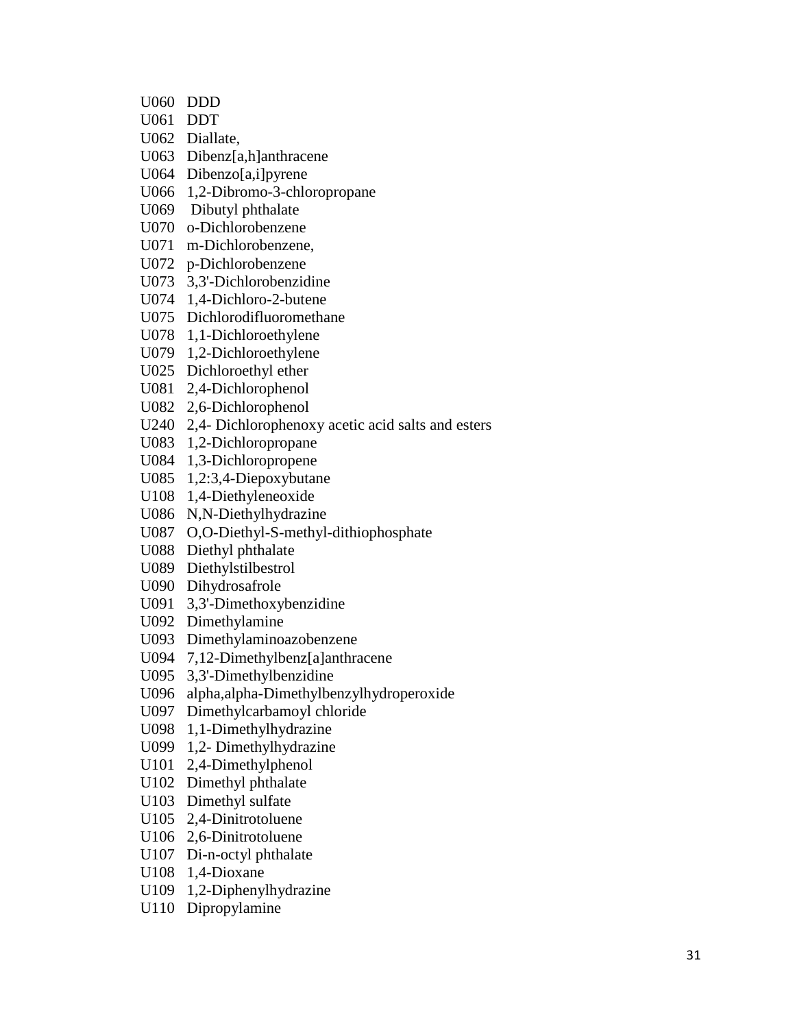U060 DDD
U061 DDT
U062 Diallate,
U063 Dibenz[a,h]anthracene
U064 Dibenzo[a,i]pyrene
U066 1,2-Dibromo-3-chloropropane
U069 Dibutyl phthalate
U070 o-Dichlorobenzene
U071 m-Dichlorobenzene,
U072 p-Dichlorobenzene
U073 3,3'-Dichlorobenzidine
U074 1,4-Dichloro-2-butene
U075 Dichlorodifluoromethane
U078 1,1-Dichloroethylene
U079 1,2-Dichloroethylene
U025 Dichloroethyl ether
U081 2,4-Dichlorophenol
U082 2,6-Dichlorophenol
U240 2,4- Dichlorophenoxy acetic acid salts and esters
U083 1,2-Dichloropropane
U084 1,3-Dichloropropene
U085 1,2:3,4-Diepoxybutane
U108 1,4-Diethyleneoxide
U086 N,N-Diethylhydrazine
U087 O,O-Diethyl-S-methyl-dithiophosphate
U088 Diethyl phthalate
U089 Diethylstilbestrol
U090 Dihydrosafrole
U091 3,3'-Dimethoxybenzidine
U092 Dimethylamine
U093 Dimethylaminoazobenzene
U094 7,12-Dimethylbenz[a]anthracene
U095 3,3'-Dimethylbenzidine
U096 alpha,alpha-Dimethylbenzylhydroperoxide
U097 Dimethylcarbamoyl chloride
U098 1,1-Dimethylhydrazine
U099 1,2- Dimethylhydrazine
U101 2,4-Dimethylphenol
U102 Dimethyl phthalate
U103 Dimethyl sulfate
U105 2,4-Dinitrotoluene
U106 2,6-Dinitrotoluene
U107 Di-n-octyl phthalate
U108 1,4-Dioxane
U109 1,2-Diphenylhydrazine
U110 Dipropylamine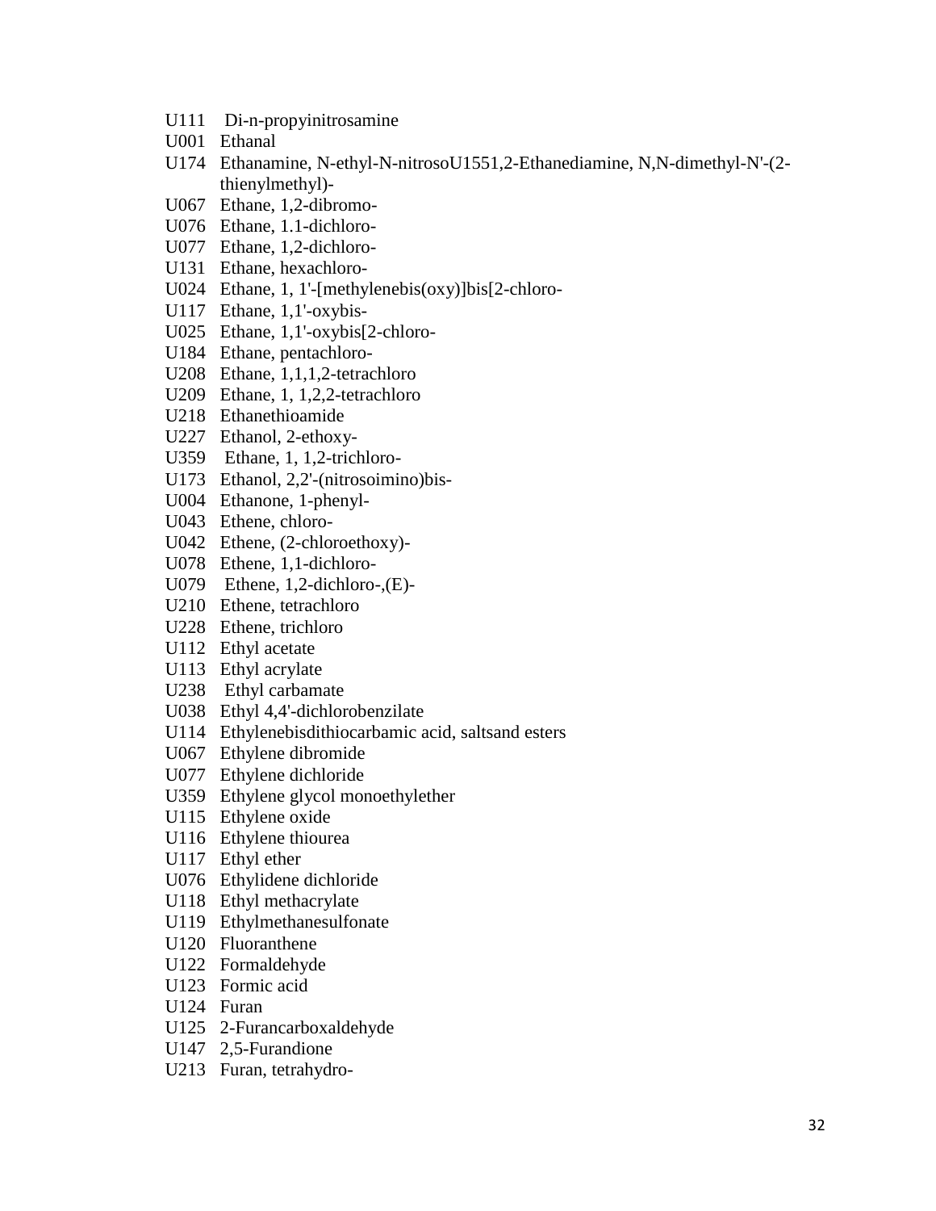U111 Di-n-propyinitrosamine
U001 Ethanal
U174 Ethanamine, N-ethyl-N-nitrosoU1551,2-Ethanediamine, N,N-dimethyl-N'-(2-thienylmethyl)-
U067 Ethane, 1,2-dibromo-
U076 Ethane, 1.1-dichloro-
U077 Ethane, 1,2-dichloro-
U131 Ethane, hexachloro-
U024 Ethane, 1, 1'-[methylenebis(oxy)]bis[2-chloro-
U117 Ethane, 1,1'-oxybis-
U025 Ethane, 1,1'-oxybis[2-chloro-
U184 Ethane, pentachloro-
U208 Ethane, 1,1,1,2-tetrachloro
U209 Ethane, 1, 1,2,2-tetrachloro
U218 Ethanethioamide
U227 Ethanol, 2-ethoxy-
U359 Ethane, 1, 1,2-trichloro-
U173 Ethanol, 2,2'-(nitrosoimino)bis-
U004 Ethanone, 1-phenyl-
U043 Ethene, chloro-
U042 Ethene, (2-chloroethoxy)-
U078 Ethene, 1,1-dichloro-
U079 Ethene, 1,2-dichloro-,(E)-
U210 Ethene, tetrachloro
U228 Ethene, trichloro
U112 Ethyl acetate
U113 Ethyl acrylate
U238 Ethyl carbamate
U038 Ethyl 4,4'-dichlorobenzilate
U114 Ethylenebisdithiocarbamic acid, saltsand esters
U067 Ethylene dibromide
U077 Ethylene dichloride
U359 Ethylene glycol monoethylether
U115 Ethylene oxide
U116 Ethylene thiourea
U117 Ethyl ether
U076 Ethylidene dichloride
U118 Ethyl methacrylate
U119 Ethylmethanesulfonate
U120 Fluoranthene
U122 Formaldehyde
U123 Formic acid
U124 Furan
U125 2-Furancarboxaldehyde
U147 2,5-Furandione
U213 Furan, tetrahydro-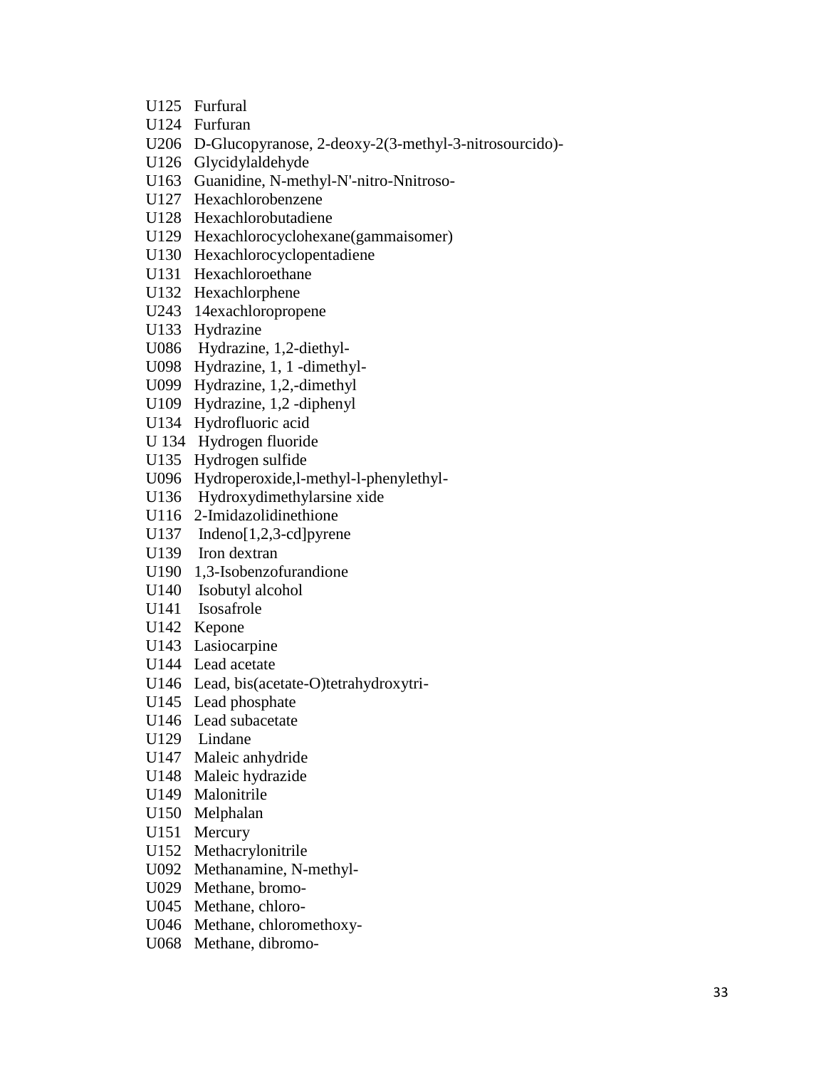U125 Furfural  
U124 Furfuran  
U206 D-Glucopyranose, 2-deoxy-2(3-methyl-3-nitrosourcido)-  
U126 Glycidylaldehyde  
U163 Guanidine, N-methyl-N'-nitro-Nnitroso-  
U127 Hexachlorobenzene  
U128 Hexachlorobutadiene  
U129 Hexachlorocyclohexane(gammaisomer)  
U130 Hexachlorocyclopentadiene  
U131 Hexachloroethane  
U132 Hexachlorphene  
U243 14exachloropropene  
U133 Hydrazine  
U086 Hydrazine, 1,2-diethyl-  
U098 Hydrazine, 1, 1 -dimethyl-  
U099 Hydrazine, 1,2,-dimethyl  
U109 Hydrazine, 1,2 -diphenyl  
U134 Hydrofluoric acid  
U 134 Hydrogen fluoride  
U135 Hydrogen sulfide  
U096 Hydroperoxide,l-methyl-l-phenylethyl-  
U136 Hydroxydimethylarsine xide  
U116 2-Imidazolidinethione  
U137 Indeno[1,2,3-cd]pyrene  
U139 Iron dextran  
U190 1,3-Isobenzofurandione  
U140 Isobutyl alcohol  
U141 Isosafrole  
U142 Kepone  
U143 Lasiocarpine  
U144 Lead acetate  
U146 Lead, bis(acetate-O)tetrahydroxytri-  
U145 Lead phosphate  
U146 Lead subacetate  
U129 Lindane  
U147 Maleic anhydride  
U148 Maleic hydrazide  
U149 Malonitrile  
U150 Melphalan  
U151 Mercury  
U152 Methacrylonitrile  
U092 Methanamine, N-methyl-  
U029 Methane, bromo-  
U045 Methane, chloro-  
U046 Methane, chloromethoxy-  
U068 Methane, dibromo-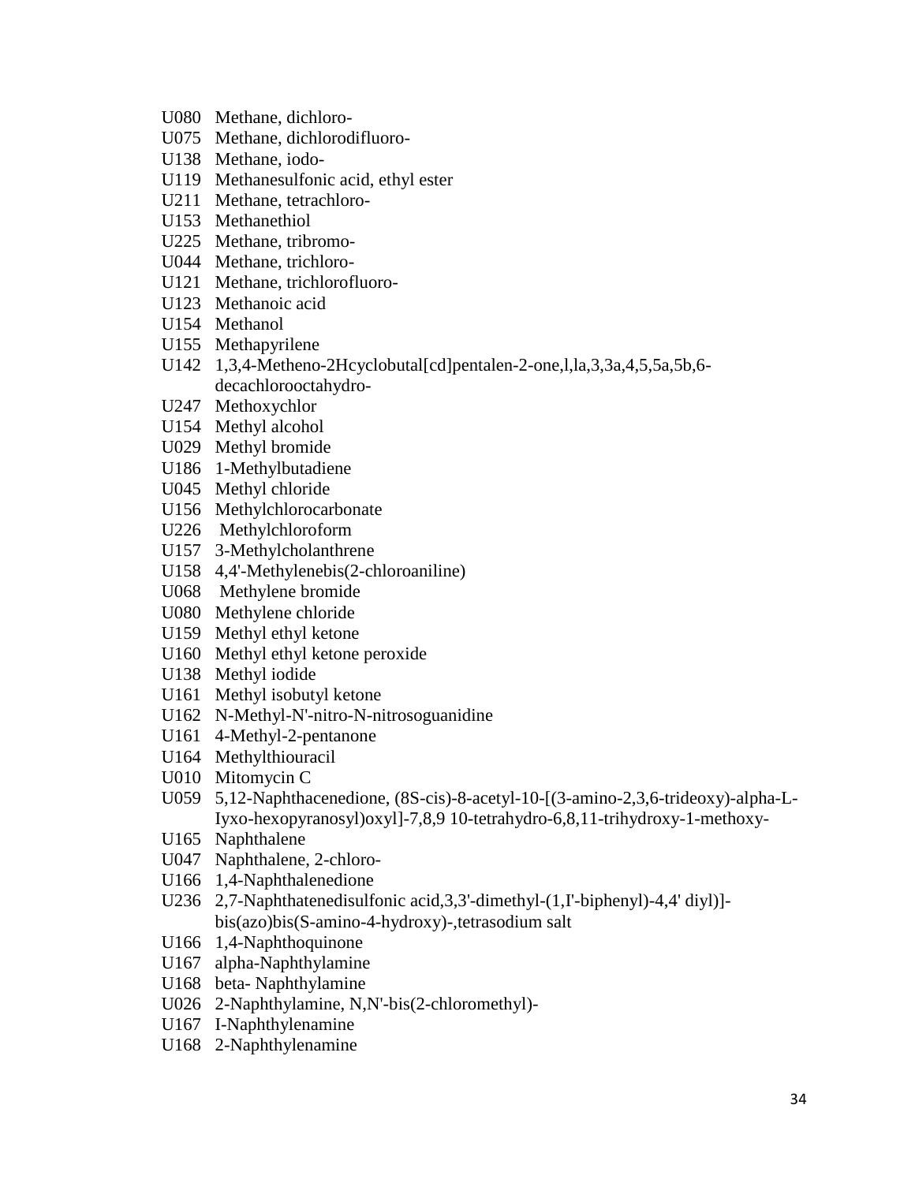U080 Methane, dichloro-
U075 Methane, dichlorodifluoro-
U138 Methane, iodo-
U119 Methanesulfonic acid, ethyl ester
U211 Methane, tetrachloro-
U153 Methanethiol
U225 Methane, tribromo-
U044 Methane, trichloro-
U121 Methane, trichlorofluoro-
U123 Methanoic acid
U154 Methanol
U155 Methapyrilene
U142 1,3,4-Metheno-2Hcyclobutal[cd]pentalen-2-one,l,la,3,3a,4,5,5a,5b,6-decachlorooctahydro-
U247 Methoxychlor
U154 Methyl alcohol
U029 Methyl bromide
U186 1-Methylbutadiene
U045 Methyl chloride
U156 Methylchlorocarbonate
U226 Methylchloroform
U157 3-Methylcholanthrene
U158 4,4'-Methylenebis(2-chloroaniline)
U068 Methylene bromide
U080 Methylene chloride
U159 Methyl ethyl ketone
U160 Methyl ethyl ketone peroxide
U138 Methyl iodide
U161 Methyl isobutyl ketone
U162 N-Methyl-N'-nitro-N-nitrosoguanidine
U161 4-Methyl-2-pentanone
U164 Methylthiouracil
U010 Mitomycin C
U059 5,12-Naphthacenedione, (8S-cis)-8-acetyl-10-[(3-amino-2,3,6-trideoxy)-alpha-L-Iyxo-hexopyranosyl)oxyl]-7,8,9 10-tetrahydro-6,8,11-trihydroxy-1-methoxy-
U165 Naphthalene
U047 Naphthalene, 2-chloro-
U166 1,4-Naphthalenedione
U236 2,7-Naphthatenedisulfonic acid,3,3'-dimethyl-(1,I'-biphenyl)-4,4' diyl)]-bis(azo)bis(S-amino-4-hydroxy)-,tetrasodium salt
U166 1,4-Naphthoquinone
U167 alpha-Naphthylamine
U168 beta- Naphthylamine
U026 2-Naphthylamine, N,N'-bis(2-chloromethyl)-
U167 I-Naphthylenamine
U168 2-Naphthylenamine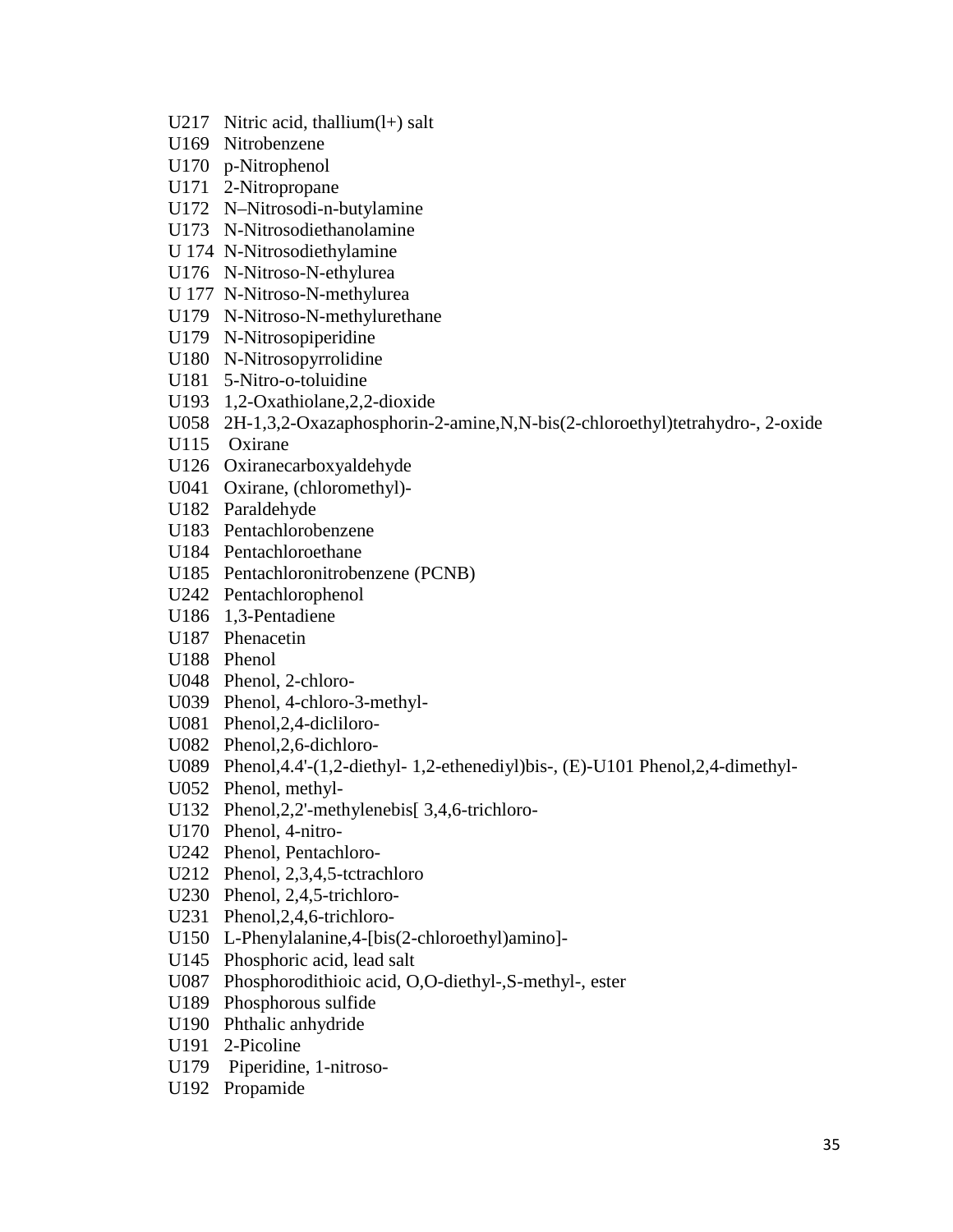U217 Nitric acid, thallium(l+) salt
U169 Nitrobenzene
U170 p-Nitrophenol
U171 2-Nitropropane
U172 N–Nitrosodi-n-butylamine
U173 N-Nitrosodiethanolamine
U 174 N-Nitrosodiethylamine
U176 N-Nitroso-N-ethylurea
U 177 N-Nitroso-N-methylurea
U179 N-Nitroso-N-methylurethane
U179 N-Nitrosopiperidine
U180 N-Nitrosopyrrolidine
U181 5-Nitro-o-toluidine
U193 1,2-Oxathiolane,2,2-dioxide
U058 2H-1,3,2-Oxazaphosphorin-2-amine,N,N-bis(2-chloroethyl)tetrahydro-, 2-oxide
U115 Oxirane
U126 Oxiranecarboxyaldehyde
U041 Oxirane, (chloromethyl)-
U182 Paraldehyde
U183 Pentachlorobenzene
U184 Pentachloroethane
U185 Pentachloronitrobenzene (PCNB)
U242 Pentachlorophenol
U186 1,3-Pentadiene
U187 Phenacetin
U188 Phenol
U048 Phenol, 2-chloro-
U039 Phenol, 4-chloro-3-methyl-
U081 Phenol,2,4-dicliloro-
U082 Phenol,2,6-dichloro-
U089 Phenol,4.4'-(1,2-diethyl- 1,2-ethenediyl)bis-, (E)-U101 Phenol,2,4-dimethyl-
U052 Phenol, methyl-
U132 Phenol,2,2'-methylenebis[ 3,4,6-trichloro-
U170 Phenol, 4-nitro-
U242 Phenol, Pentachloro-
U212 Phenol, 2,3,4,5-tctrachloro
U230 Phenol, 2,4,5-trichloro-
U231 Phenol,2,4,6-trichloro-
U150 L-Phenylalanine,4-[bis(2-chloroethyl)amino]-
U145 Phosphoric acid, lead salt
U087 Phosphorodithioic acid, O,O-diethyl-,S-methyl-, ester
U189 Phosphorous sulfide
U190 Phthalic anhydride
U191 2-Picoline
U179 Piperidine, 1-nitroso-
U192 Propamide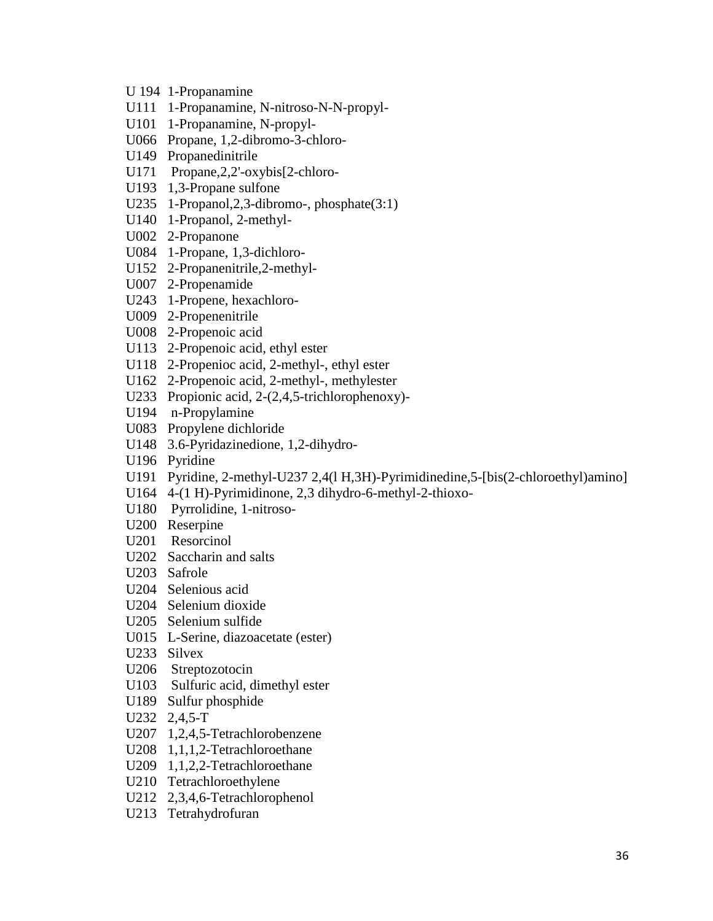U 194 1-Propanamine
U111 1-Propanamine, N-nitroso-N-N-propyl-
U101 1-Propanamine, N-propyl-
U066 Propane, 1,2-dibromo-3-chloro-
U149 Propanedinitrile
U171 Propane,2,2'-oxybis[2-chloro-
U193 1,3-Propane sulfone
U235 1-Propanol,2,3-dibromo-, phosphate(3:1)
U140 1-Propanol, 2-methyl-
U002 2-Propanone
U084 1-Propane, 1,3-dichloro-
U152 2-Propanenitrile,2-methyl-
U007 2-Propenamide
U243 1-Propene, hexachloro-
U009 2-Propenenitrile
U008 2-Propenoic acid
U113 2-Propenoic acid, ethyl ester
U118 2-Propenioc acid, 2-methyl-, ethyl ester
U162 2-Propenoic acid, 2-methyl-, methylester
U233 Propionic acid, 2-(2,4,5-trichlorophenoxy)-
U194 n-Propylamine
U083 Propylene dichloride
U148 3.6-Pyridazinedione, 1,2-dihydro-
U196 Pyridine
U191 Pyridine, 2-methyl-U237 2,4(l H,3H)-Pyrimidinedine,5-[bis(2-chloroethyl)amino]
U164 4-(1 H)-Pyrimidinone, 2,3 dihydro-6-methyl-2-thioxo-
U180 Pyrrolidine, 1-nitroso-
U200 Reserpine
U201 Resorcinol
U202 Saccharin and salts
U203 Safrole
U204 Selenious acid
U204 Selenium dioxide
U205 Selenium sulfide
U015 L-Serine, diazoacetate (ester)
U233 Silvex
U206 Streptozotocin
U103 Sulfuric acid, dimethyl ester
U189 Sulfur phosphide
U232 2,4,5-T
U207 1,2,4,5-Tetrachlorobenzene
U208 1,1,1,2-Tetrachloroethane
U209 1,1,2,2-Tetrachloroethane
U210 Tetrachloroethylene
U212 2,3,4,6-Tetrachlorophenol
U213 Tetrahydrofuran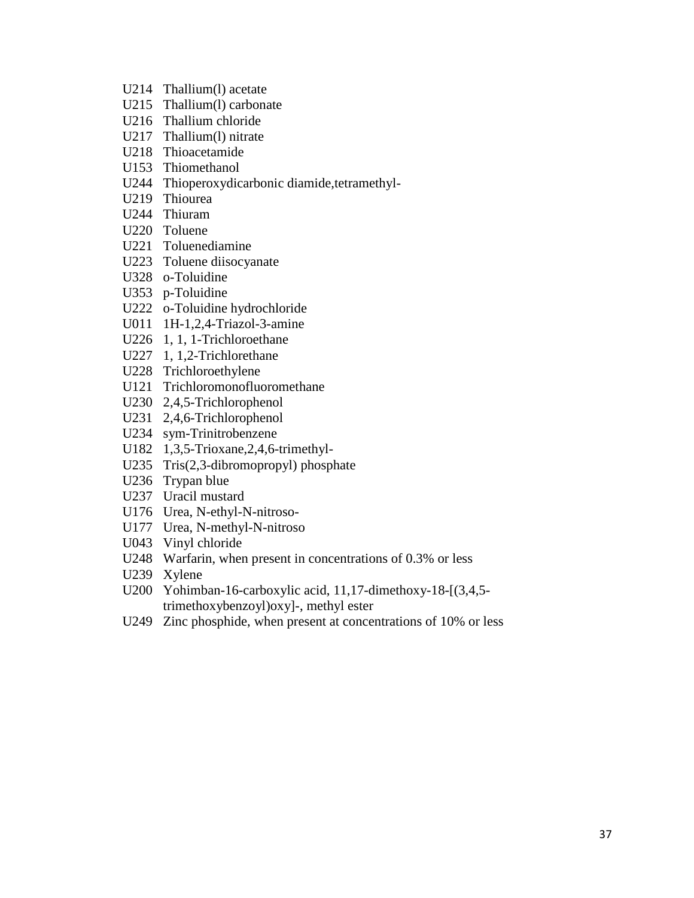U214 Thallium(l) acetate
U215 Thallium(l) carbonate
U216 Thallium chloride
U217 Thallium(l) nitrate
U218 Thioacetamide
U153 Thiomethanol
U244 Thioperoxydicarbonic diamide,tetramethyl-
U219 Thiourea
U244 Thiuram
U220 Toluene
U221 Toluenediamine
U223 Toluene diisocyanate
U328 o-Toluidine
U353 p-Toluidine
U222 o-Toluidine hydrochloride
U011 1H-1,2,4-Triazol-3-amine
U226 1, 1, 1-Trichloroethane
U227 1, 1,2-Trichlorethane
U228 Trichloroethylene
U121 Trichloromonofluoromethane
U230 2,4,5-Trichlorophenol
U231 2,4,6-Trichlorophenol
U234 sym-Trinitrobenzene
U182 1,3,5-Trioxane,2,4,6-trimethyl-
U235 Tris(2,3-dibromopropyl) phosphate
U236 Trypan blue
U237 Uracil mustard
U176 Urea, N-ethyl-N-nitroso-
U177 Urea, N-methyl-N-nitroso
U043 Vinyl chloride
U248 Warfarin, when present in concentrations of 0.3% or less
U239 Xylene
U200 Yohimban-16-carboxylic acid, 11,17-dimethoxy-18-[(3,4,5-trimethoxybenzoyl)oxy]-, methyl ester
U249 Zinc phosphide, when present at concentrations of 10% or less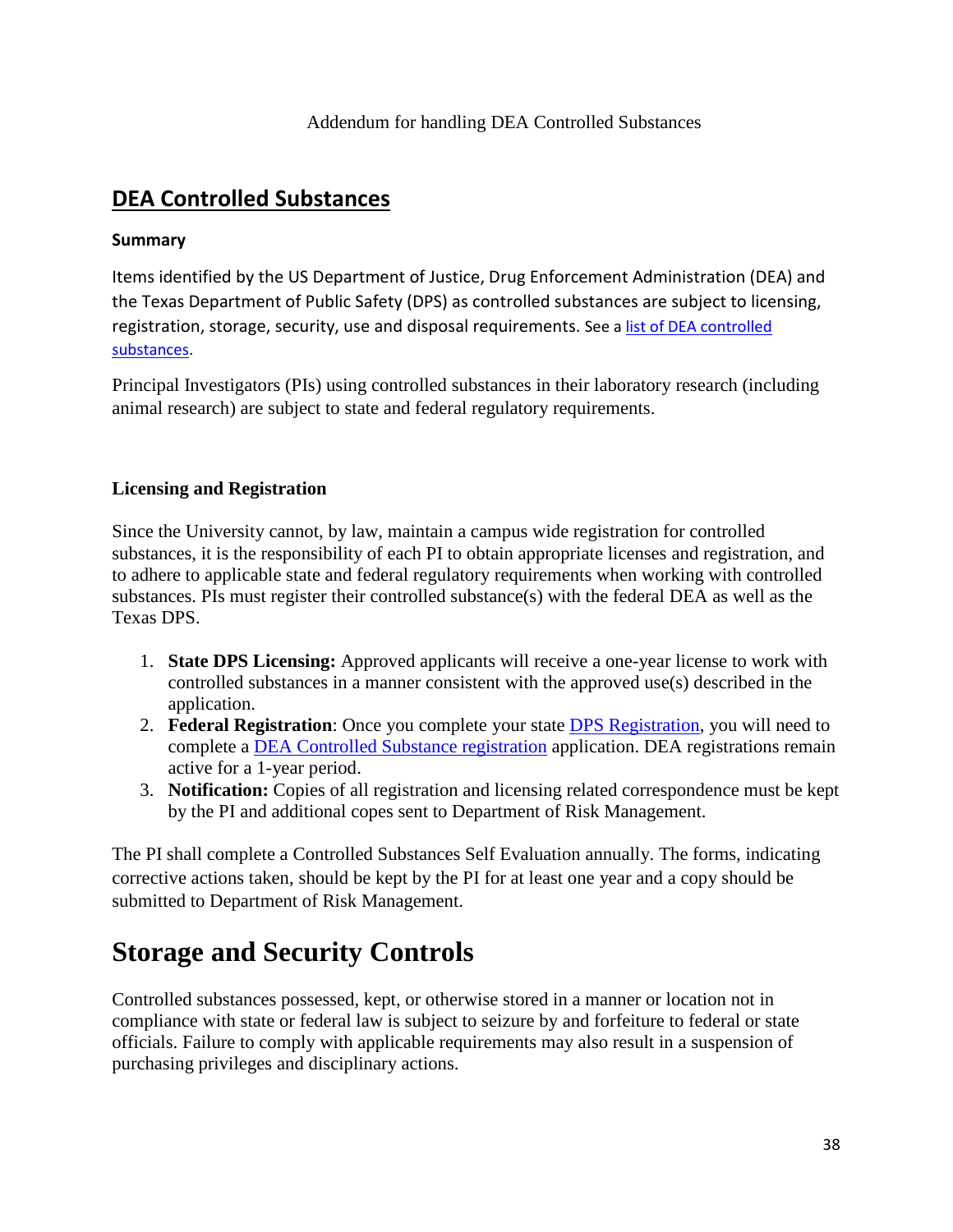Addendum for handling DEA Controlled Substances

## DEA Controlled Substances

### Summary

Items identified by the US Department of Justice, Drug Enforcement Administration (DEA) and the Texas Department of Public Safety (DPS) as controlled substances are subject to licensing, registration, storage, security, use and disposal requirements. See a list of DEA controlled substances.

Principal Investigators (PIs) using controlled substances in their laboratory research (including animal research) are subject to state and federal regulatory requirements.

### Licensing and Registration

Since the University cannot, by law, maintain a campus wide registration for controlled substances, it is the responsibility of each PI to obtain appropriate licenses and registration, and to adhere to applicable state and federal regulatory requirements when working with controlled substances. PIs must register their controlled substance(s) with the federal DEA as well as the Texas DPS.

1. **State DPS Licensing:** Approved applicants will receive a one-year license to work with controlled substances in a manner consistent with the approved use(s) described in the application.
2. **Federal Registration**: Once you complete your state DPS Registration, you will need to complete a DEA Controlled Substance registration application. DEA registrations remain active for a 1-year period.
3. **Notification:** Copies of all registration and licensing related correspondence must be kept by the PI and additional copes sent to Department of Risk Management.

The PI shall complete a Controlled Substances Self Evaluation annually. The forms, indicating corrective actions taken, should be kept by the PI for at least one year and a copy should be submitted to Department of Risk Management.

# Storage and Security Controls

Controlled substances possessed, kept, or otherwise stored in a manner or location not in compliance with state or federal law is subject to seizure by and forfeiture to federal or state officials. Failure to comply with applicable requirements may also result in a suspension of purchasing privileges and disciplinary actions.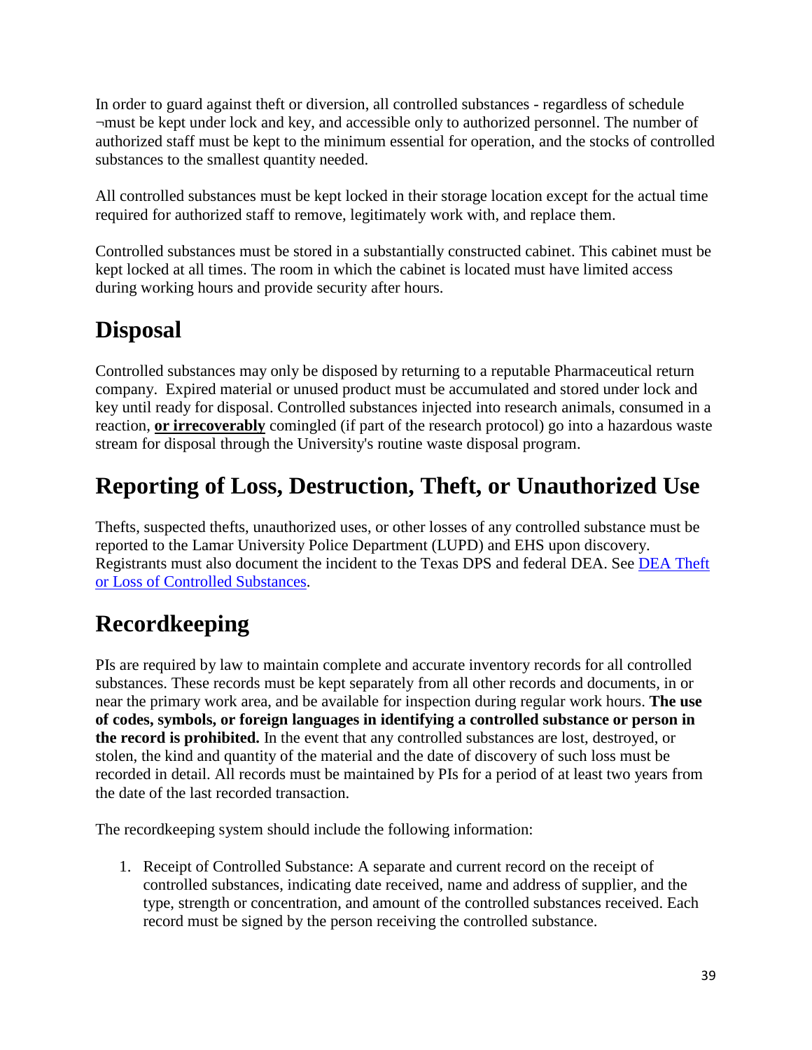In order to guard against theft or diversion, all controlled substances - regardless of schedule ¬must be kept under lock and key, and accessible only to authorized personnel. The number of authorized staff must be kept to the minimum essential for operation, and the stocks of controlled substances to the smallest quantity needed.

All controlled substances must be kept locked in their storage location except for the actual time required for authorized staff to remove, legitimately work with, and replace them.

Controlled substances must be stored in a substantially constructed cabinet. This cabinet must be kept locked at all times. The room in which the cabinet is located must have limited access during working hours and provide security after hours.

## Disposal

Controlled substances may only be disposed by returning to a reputable Pharmaceutical return company.  Expired material or unused product must be accumulated and stored under lock and key until ready for disposal. Controlled substances injected into research animals, consumed in a reaction, **or irrecoverably** comingled (if part of the research protocol) go into a hazardous waste stream for disposal through the University's routine waste disposal program.

## Reporting of Loss, Destruction, Theft, or Unauthorized Use

Thefts, suspected thefts, unauthorized uses, or other losses of any controlled substance must be reported to the Lamar University Police Department (LUPD) and EHS upon discovery. Registrants must also document the incident to the Texas DPS and federal DEA. See [DEA Theft or Loss of Controlled Substances]().

## Recordkeeping

PIs are required by law to maintain complete and accurate inventory records for all controlled substances. These records must be kept separately from all other records and documents, in or near the primary work area, and be available for inspection during regular work hours. **The use of codes, symbols, or foreign languages in identifying a controlled substance or person in the record is prohibited.** In the event that any controlled substances are lost, destroyed, or stolen, the kind and quantity of the material and the date of discovery of such loss must be recorded in detail. All records must be maintained by PIs for a period of at least two years from the date of the last recorded transaction.

The recordkeeping system should include the following information:

1. Receipt of Controlled Substance: A separate and current record on the receipt of controlled substances, indicating date received, name and address of supplier, and the type, strength or concentration, and amount of the controlled substances received. Each record must be signed by the person receiving the controlled substance.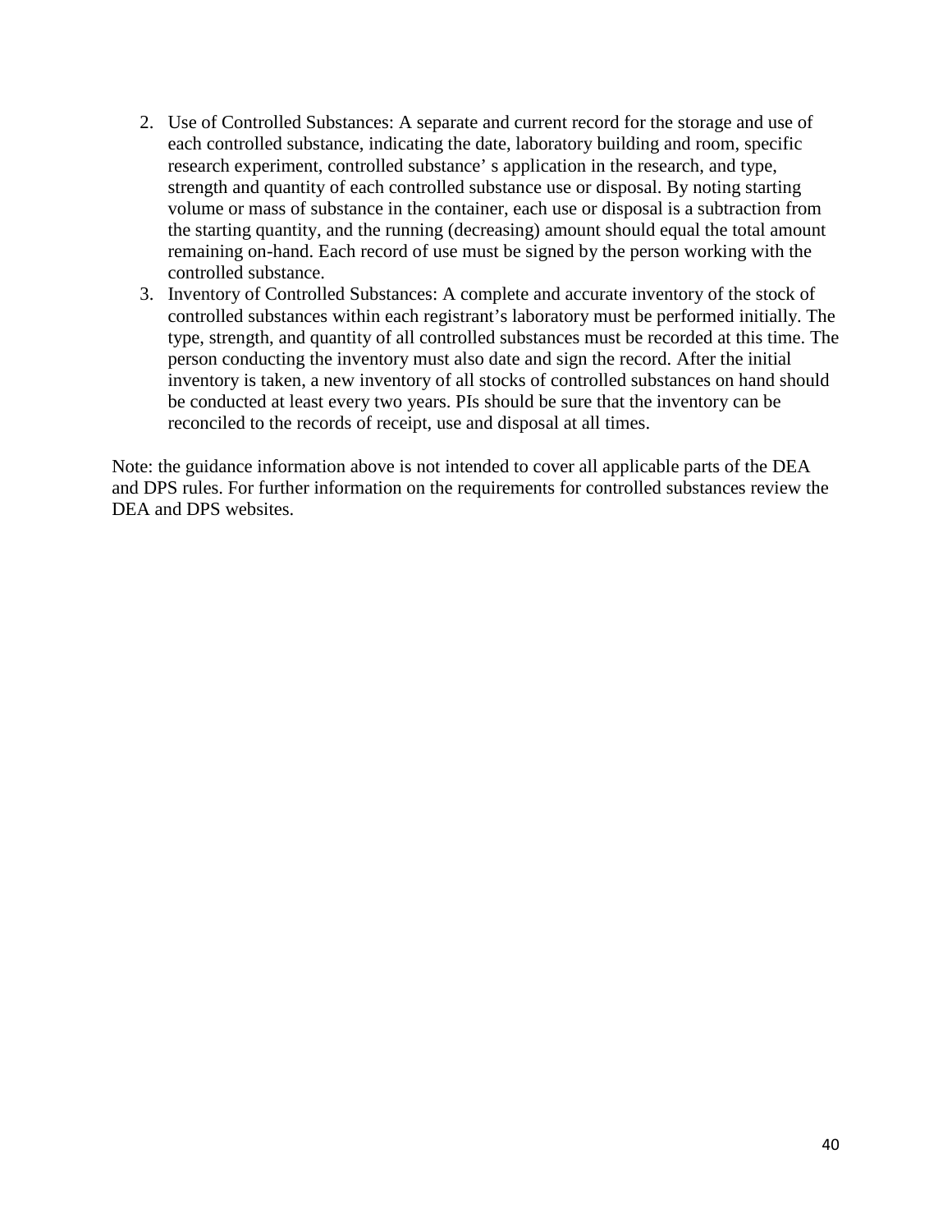2. Use of Controlled Substances: A separate and current record for the storage and use of each controlled substance, indicating the date, laboratory building and room, specific research experiment, controlled substance' s application in the research, and type, strength and quantity of each controlled substance use or disposal. By noting starting volume or mass of substance in the container, each use or disposal is a subtraction from the starting quantity, and the running (decreasing) amount should equal the total amount remaining on-hand. Each record of use must be signed by the person working with the controlled substance.
3. Inventory of Controlled Substances: A complete and accurate inventory of the stock of controlled substances within each registrant's laboratory must be performed initially. The type, strength, and quantity of all controlled substances must be recorded at this time. The person conducting the inventory must also date and sign the record. After the initial inventory is taken, a new inventory of all stocks of controlled substances on hand should be conducted at least every two years. PIs should be sure that the inventory can be reconciled to the records of receipt, use and disposal at all times.

Note: the guidance information above is not intended to cover all applicable parts of the DEA and DPS rules. For further information on the requirements for controlled substances review the DEA and DPS websites.